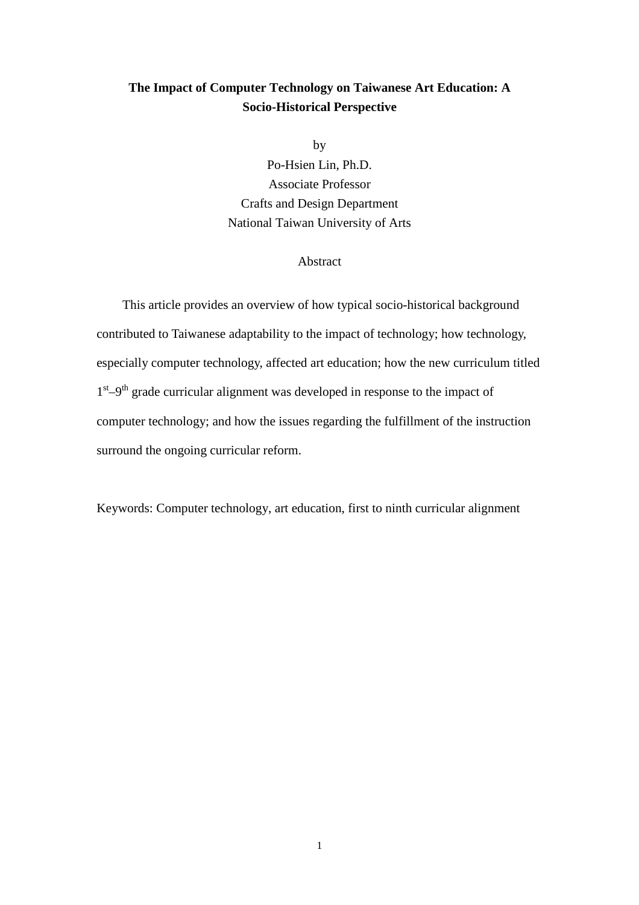# The Impact of Computer Technology on Taiwanese Art Education: A Socio-Historical Perspective

by

Po-Hsien Lin, Ph.D.

Associate Professor

Crafts and Design Department

National Taiwan University of Arts

## Abstract

This article provides an overview of how typical socio-historical background contributed to Taiwanese adaptability to the impact of technology; how technology, especially computer technology, affected art education; how the new curriculum titled 1st–9th grade curricular alignment was developed in response to the impact of computer technology; and how the issues regarding the fulfillment of the instruction surround the ongoing curricular reform.

Keywords: Computer technology, art education, first to ninth curricular alignment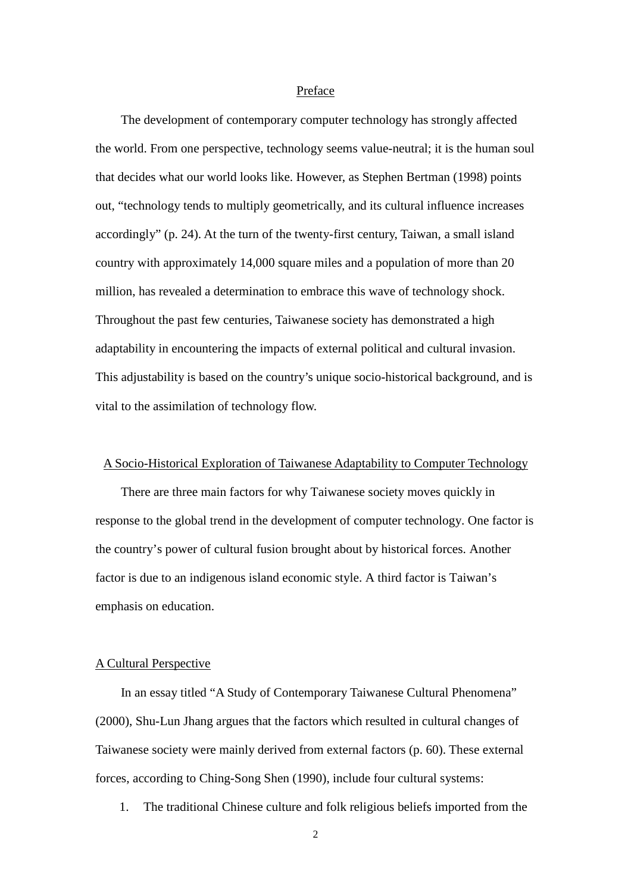## Preface

The development of contemporary computer technology has strongly affected the world. From one perspective, technology seems value-neutral; it is the human soul that decides what our world looks like. However, as Stephen Bertman (1998) points out, "technology tends to multiply geometrically, and its cultural influence increases accordingly" (p. 24). At the turn of the twenty-first century, Taiwan, a small island country with approximately 14,000 square miles and a population of more than 20 million, has revealed a determination to embrace this wave of technology shock. Throughout the past few centuries, Taiwanese society has demonstrated a high adaptability in encountering the impacts of external political and cultural invasion. This adjustability is based on the country's unique socio-historical background, and is vital to the assimilation of technology flow.

## A Socio-Historical Exploration of Taiwanese Adaptability to Computer Technology

There are three main factors for why Taiwanese society moves quickly in response to the global trend in the development of computer technology. One factor is the country's power of cultural fusion brought about by historical forces. Another factor is due to an indigenous island economic style. A third factor is Taiwan's emphasis on education.

### A Cultural Perspective

In an essay titled "A Study of Contemporary Taiwanese Cultural Phenomena" (2000), Shu-Lun Jhang argues that the factors which resulted in cultural changes of Taiwanese society were mainly derived from external factors (p. 60). These external forces, according to Ching-Song Shen (1990), include four cultural systems:

1. The traditional Chinese culture and folk religious beliefs imported from the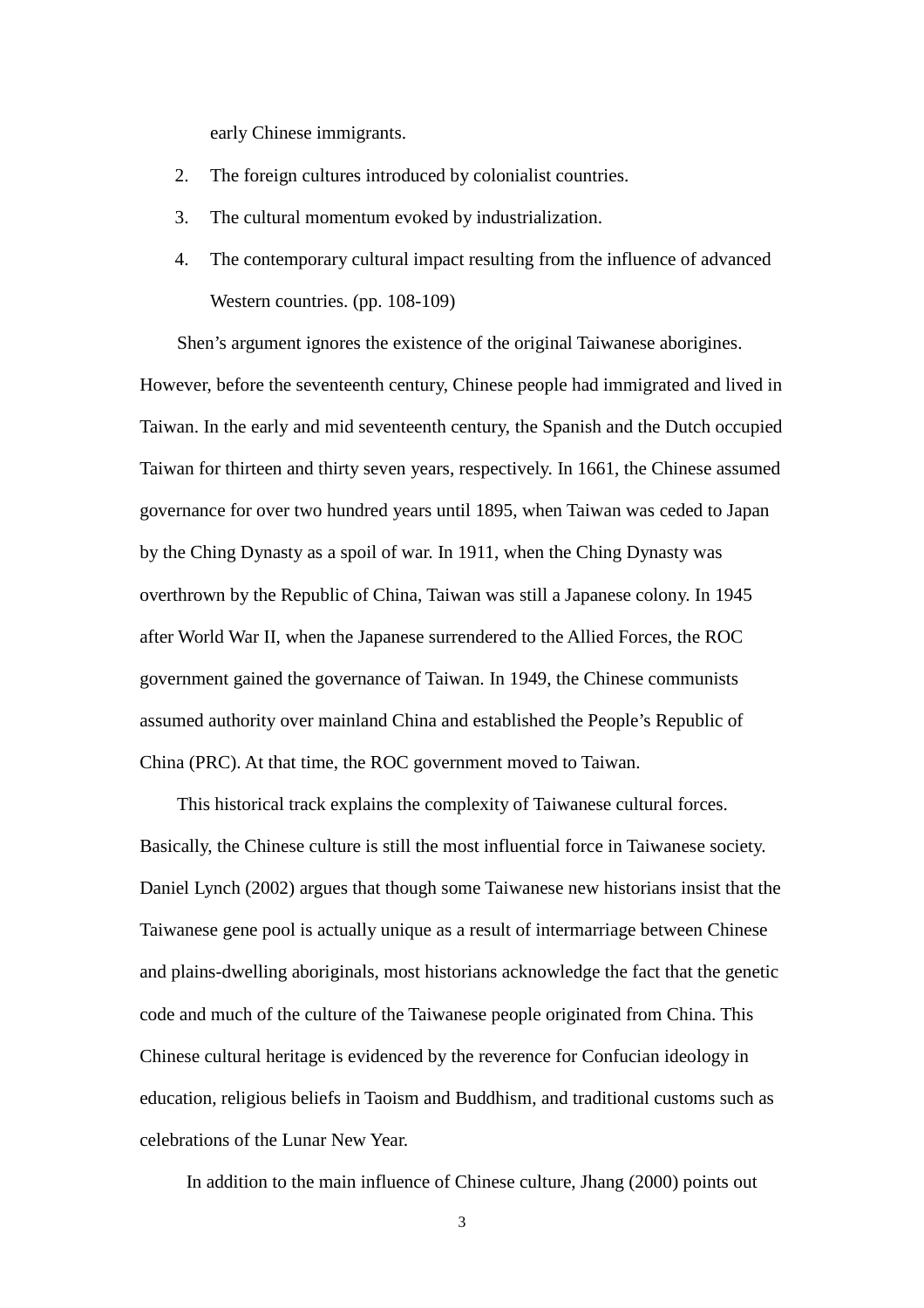early Chinese immigrants.

2. The foreign cultures introduced by colonialist countries.
3. The cultural momentum evoked by industrialization.
4. The contemporary cultural impact resulting from the influence of advanced Western countries. (pp. 108-109)

Shen's argument ignores the existence of the original Taiwanese aborigines. However, before the seventeenth century, Chinese people had immigrated and lived in Taiwan. In the early and mid seventeenth century, the Spanish and the Dutch occupied Taiwan for thirteen and thirty seven years, respectively. In 1661, the Chinese assumed governance for over two hundred years until 1895, when Taiwan was ceded to Japan by the Ching Dynasty as a spoil of war. In 1911, when the Ching Dynasty was overthrown by the Republic of China, Taiwan was still a Japanese colony. In 1945 after World War II, when the Japanese surrendered to the Allied Forces, the ROC government gained the governance of Taiwan. In 1949, the Chinese communists assumed authority over mainland China and established the People's Republic of China (PRC). At that time, the ROC government moved to Taiwan.

This historical track explains the complexity of Taiwanese cultural forces. Basically, the Chinese culture is still the most influential force in Taiwanese society. Daniel Lynch (2002) argues that though some Taiwanese new historians insist that the Taiwanese gene pool is actually unique as a result of intermarriage between Chinese and plains-dwelling aboriginals, most historians acknowledge the fact that the genetic code and much of the culture of the Taiwanese people originated from China. This Chinese cultural heritage is evidenced by the reverence for Confucian ideology in education, religious beliefs in Taoism and Buddhism, and traditional customs such as celebrations of the Lunar New Year.

In addition to the main influence of Chinese culture, Jhang (2000) points out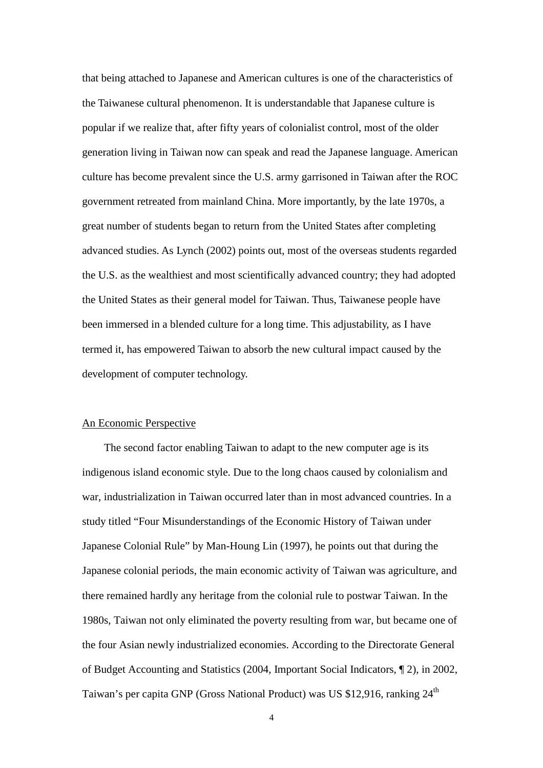that being attached to Japanese and American cultures is one of the characteristics of the Taiwanese cultural phenomenon. It is understandable that Japanese culture is popular if we realize that, after fifty years of colonialist control, most of the older generation living in Taiwan now can speak and read the Japanese language. American culture has become prevalent since the U.S. army garrisoned in Taiwan after the ROC government retreated from mainland China. More importantly, by the late 1970s, a great number of students began to return from the United States after completing advanced studies. As Lynch (2002) points out, most of the overseas students regarded the U.S. as the wealthiest and most scientifically advanced country; they had adopted the United States as their general model for Taiwan. Thus, Taiwanese people have been immersed in a blended culture for a long time. This adjustability, as I have termed it, has empowered Taiwan to absorb the new cultural impact caused by the development of computer technology.

## An Economic Perspective

The second factor enabling Taiwan to adapt to the new computer age is its indigenous island economic style. Due to the long chaos caused by colonialism and war, industrialization in Taiwan occurred later than in most advanced countries. In a study titled "Four Misunderstandings of the Economic History of Taiwan under Japanese Colonial Rule" by Man-Houng Lin (1997), he points out that during the Japanese colonial periods, the main economic activity of Taiwan was agriculture, and there remained hardly any heritage from the colonial rule to postwar Taiwan. In the 1980s, Taiwan not only eliminated the poverty resulting from war, but became one of the four Asian newly industrialized economies. According to the Directorate General of Budget Accounting and Statistics (2004, Important Social Indicators, ¶ 2), in 2002, Taiwan's per capita GNP (Gross National Product) was US $12,916, ranking 24th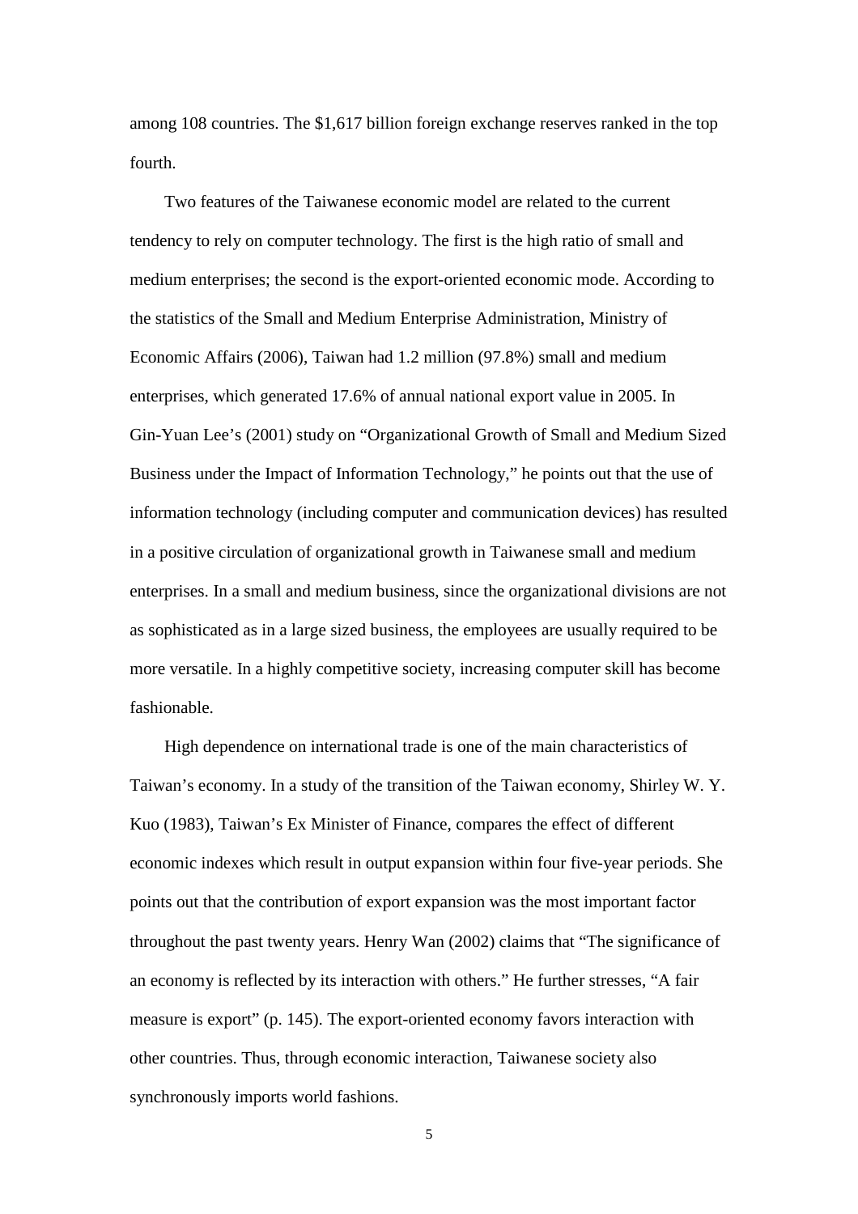among 108 countries. The $1,617 billion foreign exchange reserves ranked in the top fourth.

Two features of the Taiwanese economic model are related to the current tendency to rely on computer technology. The first is the high ratio of small and medium enterprises; the second is the export-oriented economic mode. According to the statistics of the Small and Medium Enterprise Administration, Ministry of Economic Affairs (2006), Taiwan had 1.2 million (97.8%) small and medium enterprises, which generated 17.6% of annual national export value in 2005. In Gin-Yuan Lee's (2001) study on "Organizational Growth of Small and Medium Sized Business under the Impact of Information Technology," he points out that the use of information technology (including computer and communication devices) has resulted in a positive circulation of organizational growth in Taiwanese small and medium enterprises. In a small and medium business, since the organizational divisions are not as sophisticated as in a large sized business, the employees are usually required to be more versatile. In a highly competitive society, increasing computer skill has become fashionable.

High dependence on international trade is one of the main characteristics of Taiwan's economy. In a study of the transition of the Taiwan economy, Shirley W. Y. Kuo (1983), Taiwan's Ex Minister of Finance, compares the effect of different economic indexes which result in output expansion within four five-year periods. She points out that the contribution of export expansion was the most important factor throughout the past twenty years. Henry Wan (2002) claims that "The significance of an economy is reflected by its interaction with others." He further stresses, "A fair measure is export" (p. 145). The export-oriented economy favors interaction with other countries. Thus, through economic interaction, Taiwanese society also synchronously imports world fashions.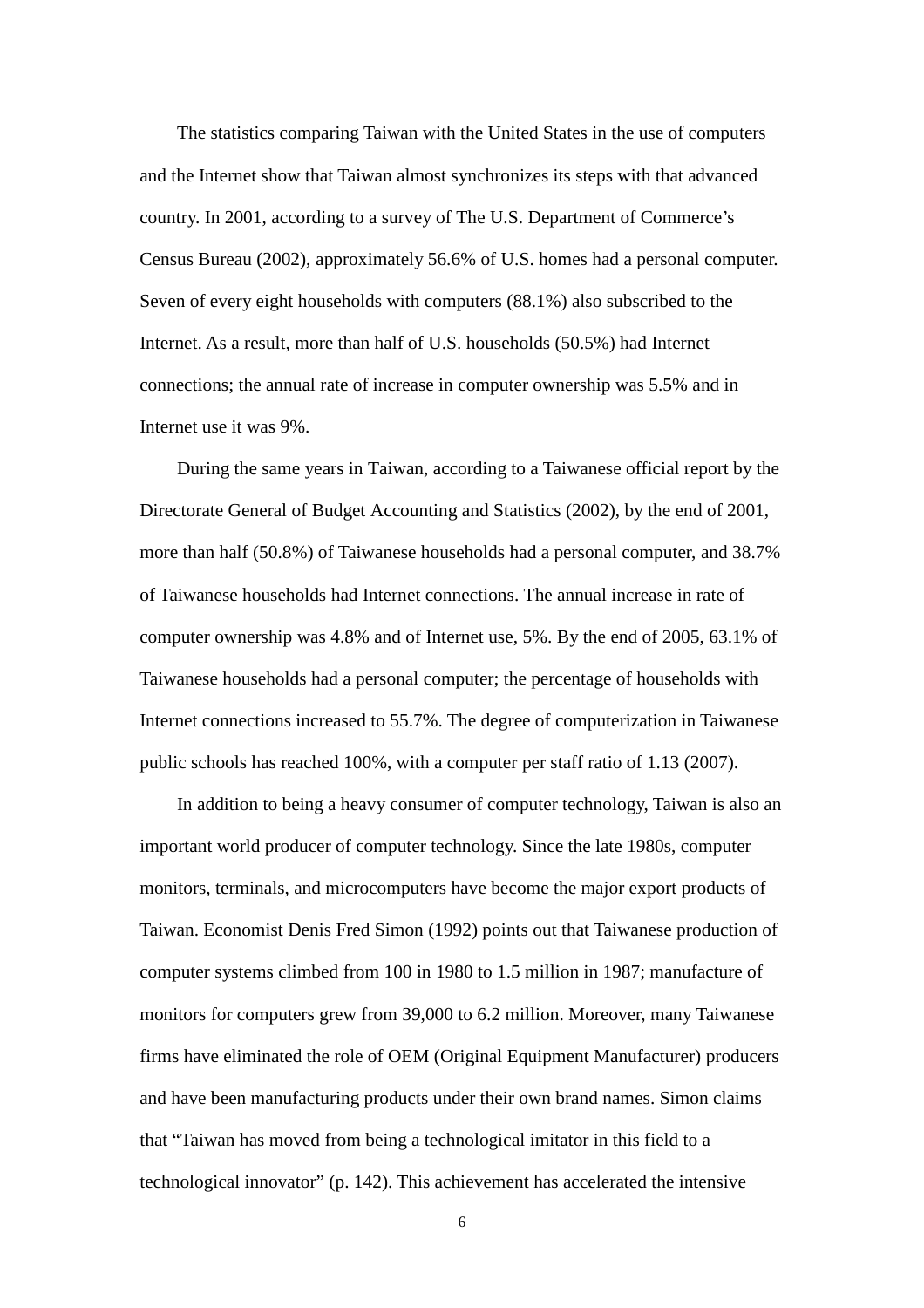The statistics comparing Taiwan with the United States in the use of computers and the Internet show that Taiwan almost synchronizes its steps with that advanced country. In 2001, according to a survey of The U.S. Department of Commerce's Census Bureau (2002), approximately 56.6% of U.S. homes had a personal computer. Seven of every eight households with computers (88.1%) also subscribed to the Internet. As a result, more than half of U.S. households (50.5%) had Internet connections; the annual rate of increase in computer ownership was 5.5% and in Internet use it was 9%.

During the same years in Taiwan, according to a Taiwanese official report by the Directorate General of Budget Accounting and Statistics (2002), by the end of 2001, more than half (50.8%) of Taiwanese households had a personal computer, and 38.7% of Taiwanese households had Internet connections. The annual increase in rate of computer ownership was 4.8% and of Internet use, 5%. By the end of 2005, 63.1% of Taiwanese households had a personal computer; the percentage of households with Internet connections increased to 55.7%. The degree of computerization in Taiwanese public schools has reached 100%, with a computer per staff ratio of 1.13 (2007).

In addition to being a heavy consumer of computer technology, Taiwan is also an important world producer of computer technology. Since the late 1980s, computer monitors, terminals, and microcomputers have become the major export products of Taiwan. Economist Denis Fred Simon (1992) points out that Taiwanese production of computer systems climbed from 100 in 1980 to 1.5 million in 1987; manufacture of monitors for computers grew from 39,000 to 6.2 million. Moreover, many Taiwanese firms have eliminated the role of OEM (Original Equipment Manufacturer) producers and have been manufacturing products under their own brand names. Simon claims that "Taiwan has moved from being a technological imitator in this field to a technological innovator" (p. 142). This achievement has accelerated the intensive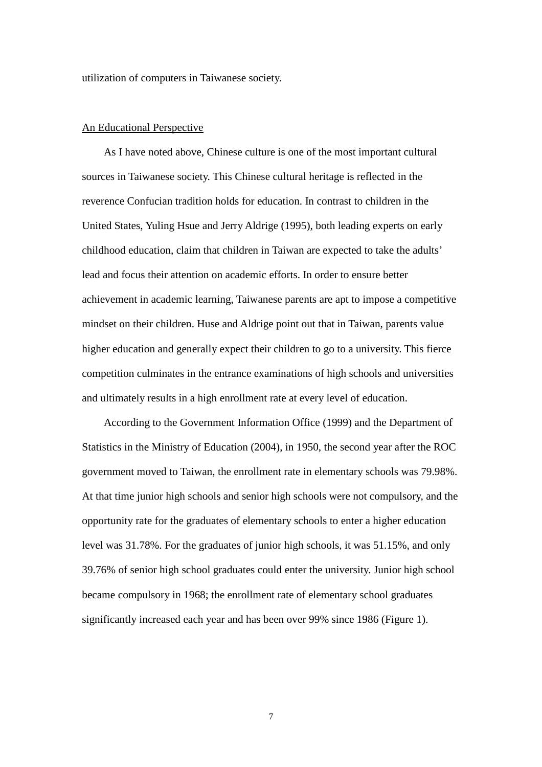utilization of computers in Taiwanese society.

An Educational Perspective

As I have noted above, Chinese culture is one of the most important cultural sources in Taiwanese society. This Chinese cultural heritage is reflected in the reverence Confucian tradition holds for education. In contrast to children in the United States, Yuling Hsue and Jerry Aldrige (1995), both leading experts on early childhood education, claim that children in Taiwan are expected to take the adults' lead and focus their attention on academic efforts. In order to ensure better achievement in academic learning, Taiwanese parents are apt to impose a competitive mindset on their children. Huse and Aldrige point out that in Taiwan, parents value higher education and generally expect their children to go to a university. This fierce competition culminates in the entrance examinations of high schools and universities and ultimately results in a high enrollment rate at every level of education.

According to the Government Information Office (1999) and the Department of Statistics in the Ministry of Education (2004), in 1950, the second year after the ROC government moved to Taiwan, the enrollment rate in elementary schools was 79.98%. At that time junior high schools and senior high schools were not compulsory, and the opportunity rate for the graduates of elementary schools to enter a higher education level was 31.78%. For the graduates of junior high schools, it was 51.15%, and only 39.76% of senior high school graduates could enter the university. Junior high school became compulsory in 1968; the enrollment rate of elementary school graduates significantly increased each year and has been over 99% since 1986 (Figure 1).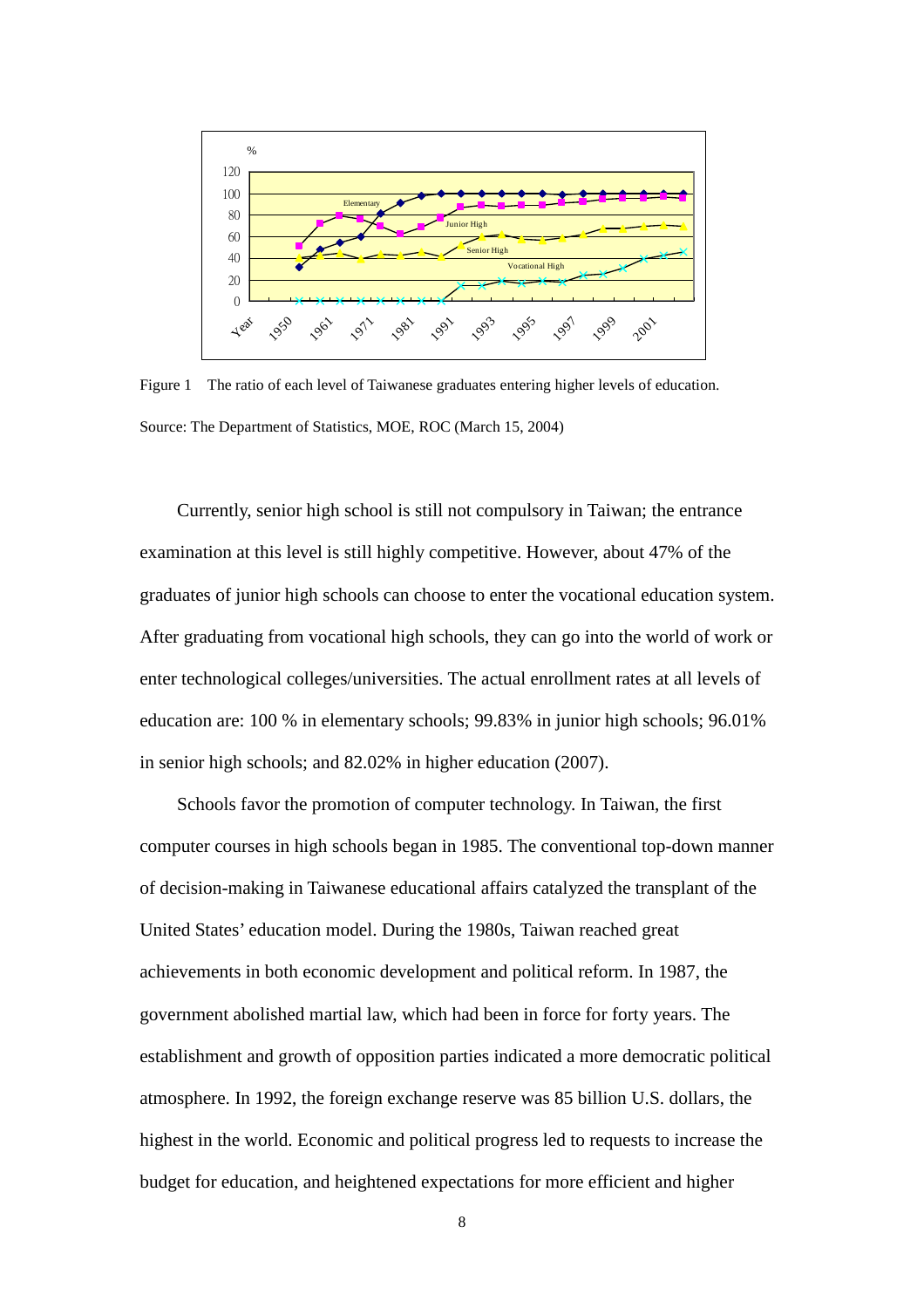Figure 1 The ratio of each level of Taiwanese graduates entering higher levels of education.

Source: The Department of Statistics, MOE, ROC (March 15, 2004)

Currently, senior high school is still not compulsory in Taiwan; the entrance examination at this level is still highly competitive. However, about 47% of the graduates of junior high schools can choose to enter the vocational education system. After graduating from vocational high schools, they can go into the world of work or enter technological colleges/universities. The actual enrollment rates at all levels of education are: 100 % in elementary schools; 99.83% in junior high schools; 96.01% in senior high schools; and 82.02% in higher education (2007).

Schools favor the promotion of computer technology. In Taiwan, the first computer courses in high schools began in 1985. The conventional top-down manner of decision-making in Taiwanese educational affairs catalyzed the transplant of the United States' education model. During the 1980s, Taiwan reached great achievements in both economic development and political reform. In 1987, the government abolished martial law, which had been in force for forty years. The establishment and growth of opposition parties indicated a more democratic political atmosphere. In 1992, the foreign exchange reserve was 85 billion U.S. dollars, the highest in the world. Economic and political progress led to requests to increase the budget for education, and heightened expectations for more efficient and higher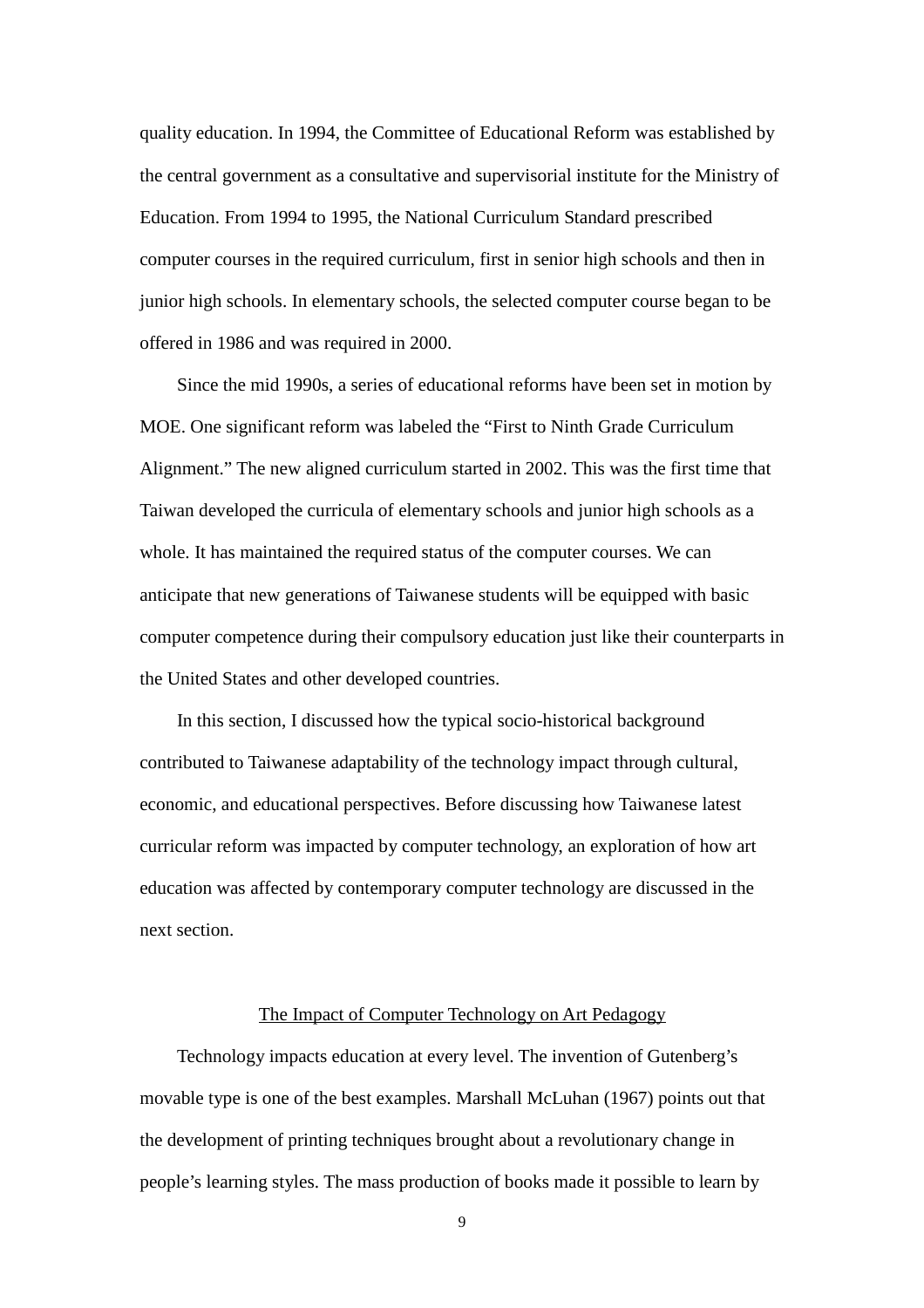quality education. In 1994, the Committee of Educational Reform was established by the central government as a consultative and supervisorial institute for the Ministry of Education. From 1994 to 1995, the National Curriculum Standard prescribed computer courses in the required curriculum, first in senior high schools and then in junior high schools. In elementary schools, the selected computer course began to be offered in 1986 and was required in 2000.

Since the mid 1990s, a series of educational reforms have been set in motion by MOE. One significant reform was labeled the "First to Ninth Grade Curriculum Alignment." The new aligned curriculum started in 2002. This was the first time that Taiwan developed the curricula of elementary schools and junior high schools as a whole. It has maintained the required status of the computer courses. We can anticipate that new generations of Taiwanese students will be equipped with basic computer competence during their compulsory education just like their counterparts in the United States and other developed countries.

In this section, I discussed how the typical socio-historical background contributed to Taiwanese adaptability of the technology impact through cultural, economic, and educational perspectives. Before discussing how Taiwanese latest curricular reform was impacted by computer technology, an exploration of how art education was affected by contemporary computer technology are discussed in the next section.

## The Impact of Computer Technology on Art Pedagogy

Technology impacts education at every level. The invention of Gutenberg's movable type is one of the best examples. Marshall McLuhan (1967) points out that the development of printing techniques brought about a revolutionary change in people's learning styles. The mass production of books made it possible to learn by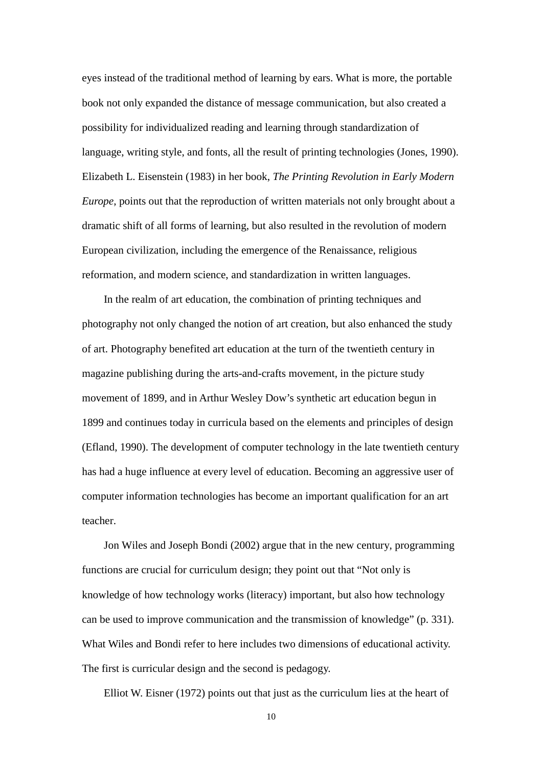eyes instead of the traditional method of learning by ears. What is more, the portable book not only expanded the distance of message communication, but also created a possibility for individualized reading and learning through standardization of language, writing style, and fonts, all the result of printing technologies (Jones, 1990). Elizabeth L. Eisenstein (1983) in her book, *The Printing Revolution in Early Modern Europe*, points out that the reproduction of written materials not only brought about a dramatic shift of all forms of learning, but also resulted in the revolution of modern European civilization, including the emergence of the Renaissance, religious reformation, and modern science, and standardization in written languages.

In the realm of art education, the combination of printing techniques and photography not only changed the notion of art creation, but also enhanced the study of art. Photography benefited art education at the turn of the twentieth century in magazine publishing during the arts-and-crafts movement, in the picture study movement of 1899, and in Arthur Wesley Dow's synthetic art education begun in 1899 and continues today in curricula based on the elements and principles of design (Efland, 1990). The development of computer technology in the late twentieth century has had a huge influence at every level of education. Becoming an aggressive user of computer information technologies has become an important qualification for an art teacher.

Jon Wiles and Joseph Bondi (2002) argue that in the new century, programming functions are crucial for curriculum design; they point out that "Not only is knowledge of how technology works (literacy) important, but also how technology can be used to improve communication and the transmission of knowledge" (p. 331). What Wiles and Bondi refer to here includes two dimensions of educational activity. The first is curricular design and the second is pedagogy.

Elliot W. Eisner (1972) points out that just as the curriculum lies at the heart of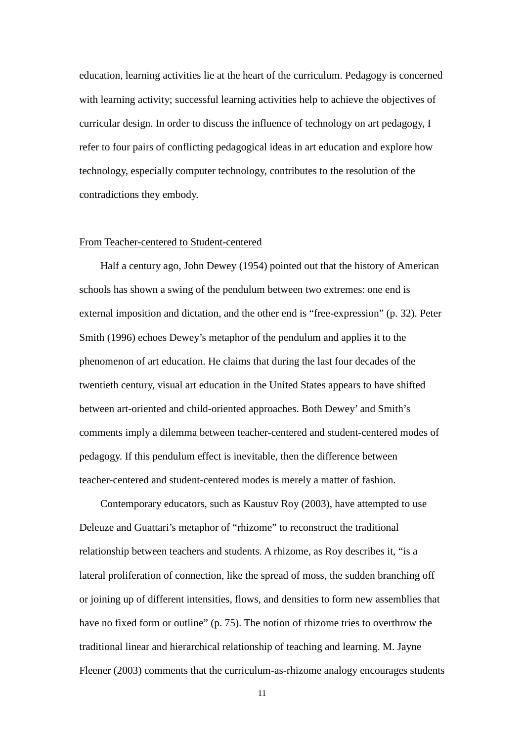education, learning activities lie at the heart of the curriculum. Pedagogy is concerned with learning activity; successful learning activities help to achieve the objectives of curricular design. In order to discuss the influence of technology on art pedagogy, I refer to four pairs of conflicting pedagogical ideas in art education and explore how technology, especially computer technology, contributes to the resolution of the contradictions they embody.

## From Teacher-centered to Student-centered

Half a century ago, John Dewey (1954) pointed out that the history of American schools has shown a swing of the pendulum between two extremes: one end is external imposition and dictation, and the other end is "free-expression" (p. 32). Peter Smith (1996) echoes Dewey's metaphor of the pendulum and applies it to the phenomenon of art education. He claims that during the last four decades of the twentieth century, visual art education in the United States appears to have shifted between art-oriented and child-oriented approaches. Both Dewey' and Smith's comments imply a dilemma between teacher-centered and student-centered modes of pedagogy. If this pendulum effect is inevitable, then the difference between teacher-centered and student-centered modes is merely a matter of fashion.

Contemporary educators, such as Kaustuv Roy (2003), have attempted to use Deleuze and Guattari's metaphor of "rhizome" to reconstruct the traditional relationship between teachers and students. A rhizome, as Roy describes it, "is a lateral proliferation of connection, like the spread of moss, the sudden branching off or joining up of different intensities, flows, and densities to form new assemblies that have no fixed form or outline" (p. 75). The notion of rhizome tries to overthrow the traditional linear and hierarchical relationship of teaching and learning. M. Jayne Fleener (2003) comments that the curriculum-as-rhizome analogy encourages students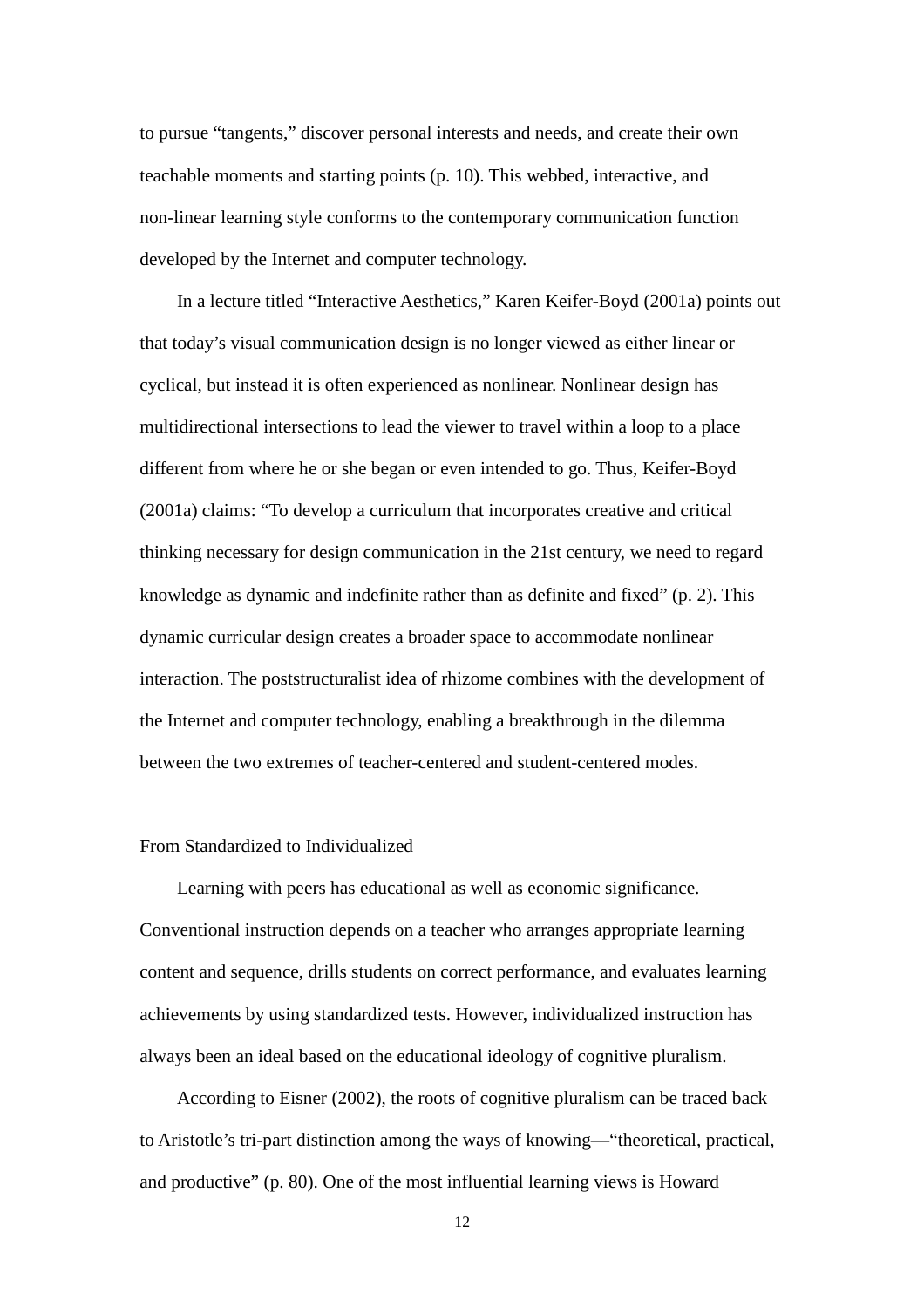to pursue "tangents," discover personal interests and needs, and create their own teachable moments and starting points (p. 10). This webbed, interactive, and non-linear learning style conforms to the contemporary communication function developed by the Internet and computer technology.

In a lecture titled "Interactive Aesthetics," Karen Keifer-Boyd (2001a) points out that today's visual communication design is no longer viewed as either linear or cyclical, but instead it is often experienced as nonlinear. Nonlinear design has multidirectional intersections to lead the viewer to travel within a loop to a place different from where he or she began or even intended to go. Thus, Keifer-Boyd (2001a) claims: "To develop a curriculum that incorporates creative and critical thinking necessary for design communication in the 21st century, we need to regard knowledge as dynamic and indefinite rather than as definite and fixed" (p. 2). This dynamic curricular design creates a broader space to accommodate nonlinear interaction. The poststructuralist idea of rhizome combines with the development of the Internet and computer technology, enabling a breakthrough in the dilemma between the two extremes of teacher-centered and student-centered modes.

From Standardized to Individualized

Learning with peers has educational as well as economic significance. Conventional instruction depends on a teacher who arranges appropriate learning content and sequence, drills students on correct performance, and evaluates learning achievements by using standardized tests. However, individualized instruction has always been an ideal based on the educational ideology of cognitive pluralism.

According to Eisner (2002), the roots of cognitive pluralism can be traced back to Aristotle's tri-part distinction among the ways of knowing—"theoretical, practical, and productive" (p. 80). One of the most influential learning views is Howard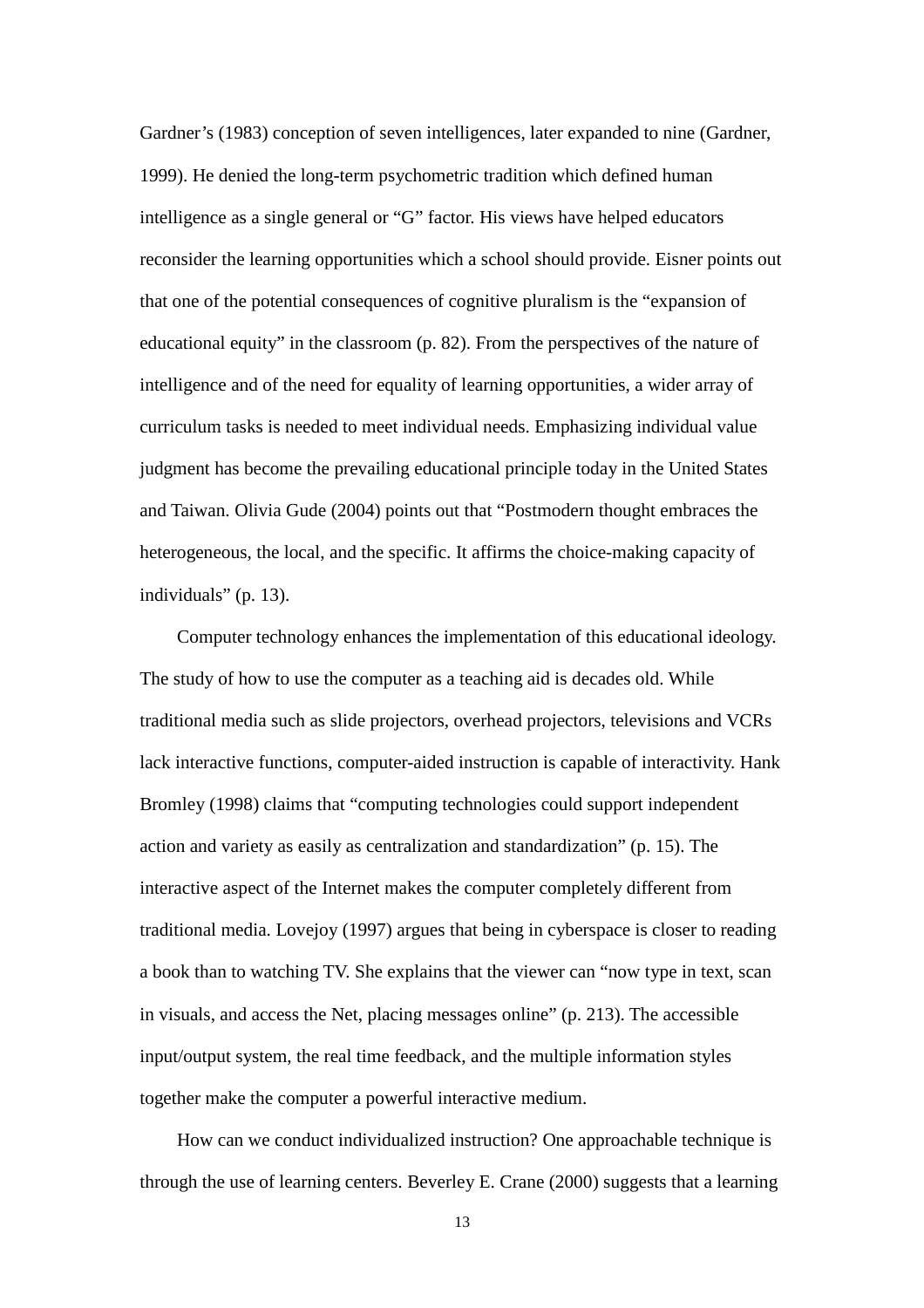Gardner's (1983) conception of seven intelligences, later expanded to nine (Gardner, 1999). He denied the long-term psychometric tradition which defined human intelligence as a single general or "G" factor. His views have helped educators reconsider the learning opportunities which a school should provide. Eisner points out that one of the potential consequences of cognitive pluralism is the "expansion of educational equity" in the classroom (p. 82). From the perspectives of the nature of intelligence and of the need for equality of learning opportunities, a wider array of curriculum tasks is needed to meet individual needs. Emphasizing individual value judgment has become the prevailing educational principle today in the United States and Taiwan. Olivia Gude (2004) points out that "Postmodern thought embraces the heterogeneous, the local, and the specific. It affirms the choice-making capacity of individuals" (p. 13).

Computer technology enhances the implementation of this educational ideology. The study of how to use the computer as a teaching aid is decades old. While traditional media such as slide projectors, overhead projectors, televisions and VCRs lack interactive functions, computer-aided instruction is capable of interactivity. Hank Bromley (1998) claims that "computing technologies could support independent action and variety as easily as centralization and standardization" (p. 15). The interactive aspect of the Internet makes the computer completely different from traditional media. Lovejoy (1997) argues that being in cyberspace is closer to reading a book than to watching TV. She explains that the viewer can "now type in text, scan in visuals, and access the Net, placing messages online" (p. 213). The accessible input/output system, the real time feedback, and the multiple information styles together make the computer a powerful interactive medium.

How can we conduct individualized instruction? One approachable technique is through the use of learning centers. Beverley E. Crane (2000) suggests that a learning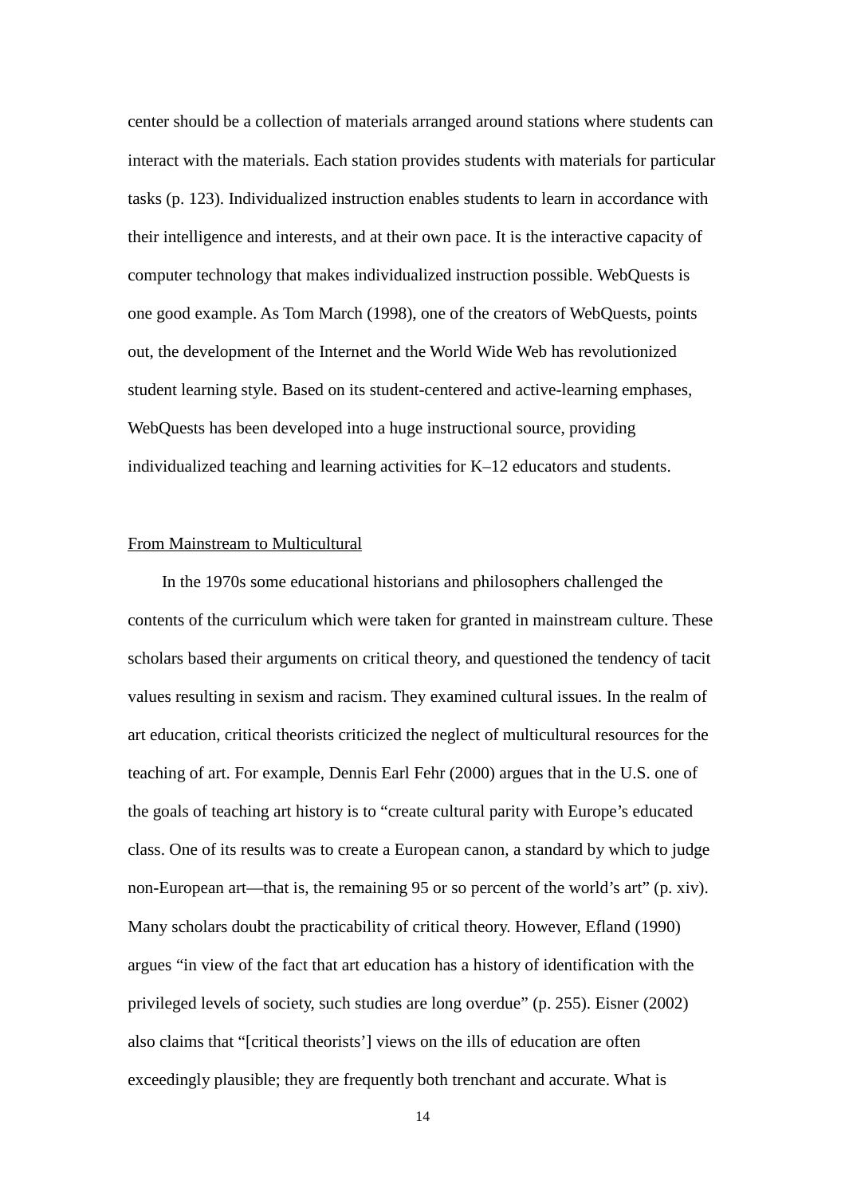center should be a collection of materials arranged around stations where students can interact with the materials. Each station provides students with materials for particular tasks (p. 123). Individualized instruction enables students to learn in accordance with their intelligence and interests, and at their own pace. It is the interactive capacity of computer technology that makes individualized instruction possible. WebQuests is one good example. As Tom March (1998), one of the creators of WebQuests, points out, the development of the Internet and the World Wide Web has revolutionized student learning style. Based on its student-centered and active-learning emphases, WebQuests has been developed into a huge instructional source, providing individualized teaching and learning activities for K–12 educators and students.

<u>From Mainstream to Multicultural</u>

In the 1970s some educational historians and philosophers challenged the contents of the curriculum which were taken for granted in mainstream culture. These scholars based their arguments on critical theory, and questioned the tendency of tacit values resulting in sexism and racism. They examined cultural issues. In the realm of art education, critical theorists criticized the neglect of multicultural resources for the teaching of art. For example, Dennis Earl Fehr (2000) argues that in the U.S. one of the goals of teaching art history is to "create cultural parity with Europe's educated class. One of its results was to create a European canon, a standard by which to judge non-European art—that is, the remaining 95 or so percent of the world's art" (p. xiv). Many scholars doubt the practicability of critical theory. However, Efland (1990) argues "in view of the fact that art education has a history of identification with the privileged levels of society, such studies are long overdue" (p. 255). Eisner (2002) also claims that "[critical theorists'] views on the ills of education are often exceedingly plausible; they are frequently both trenchant and accurate. What is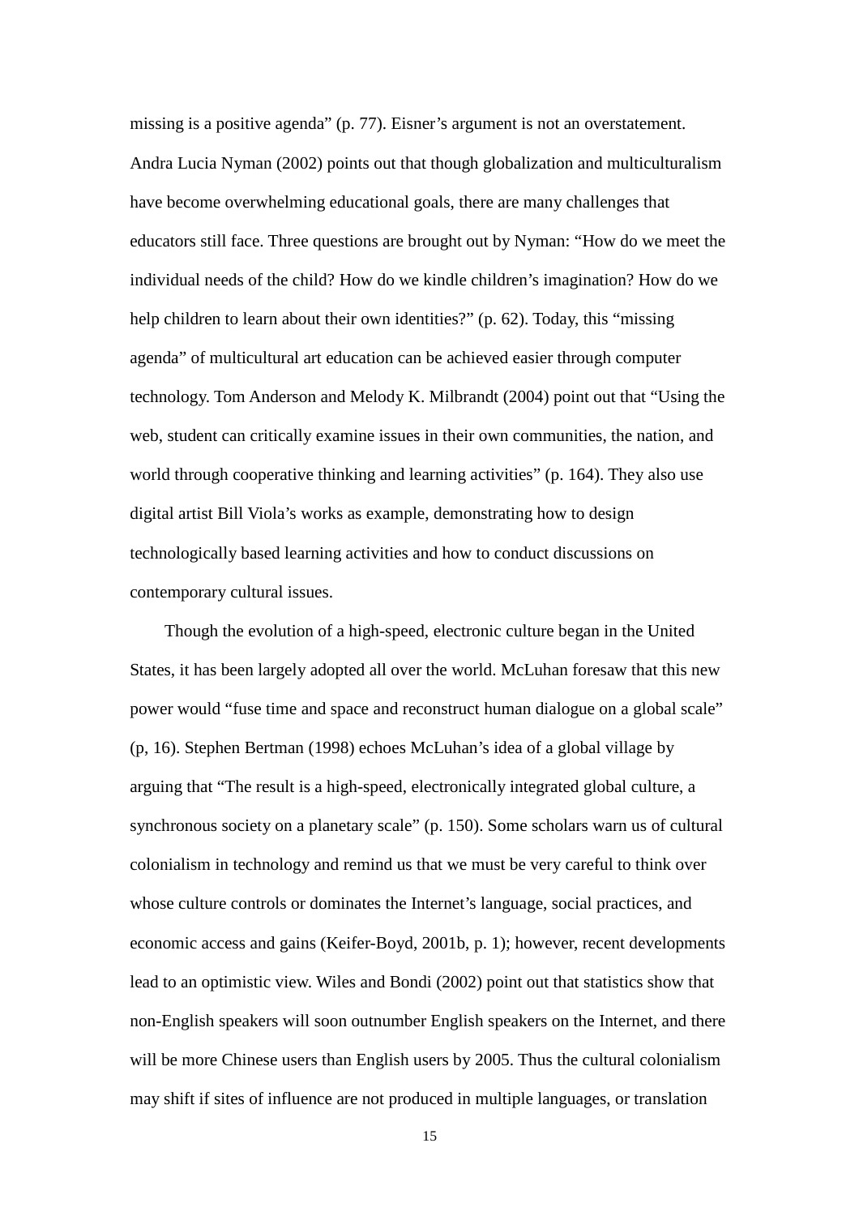missing is a positive agenda" (p. 77). Eisner's argument is not an overstatement. Andra Lucia Nyman (2002) points out that though globalization and multiculturalism have become overwhelming educational goals, there are many challenges that educators still face. Three questions are brought out by Nyman: "How do we meet the individual needs of the child? How do we kindle children's imagination? How do we help children to learn about their own identities?" (p. 62). Today, this "missing agenda" of multicultural art education can be achieved easier through computer technology. Tom Anderson and Melody K. Milbrandt (2004) point out that "Using the web, student can critically examine issues in their own communities, the nation, and world through cooperative thinking and learning activities" (p. 164). They also use digital artist Bill Viola's works as example, demonstrating how to design technologically based learning activities and how to conduct discussions on contemporary cultural issues.

Though the evolution of a high-speed, electronic culture began in the United States, it has been largely adopted all over the world. McLuhan foresaw that this new power would "fuse time and space and reconstruct human dialogue on a global scale" (p, 16). Stephen Bertman (1998) echoes McLuhan's idea of a global village by arguing that "The result is a high-speed, electronically integrated global culture, a synchronous society on a planetary scale" (p. 150). Some scholars warn us of cultural colonialism in technology and remind us that we must be very careful to think over whose culture controls or dominates the Internet's language, social practices, and economic access and gains (Keifer-Boyd, 2001b, p. 1); however, recent developments lead to an optimistic view. Wiles and Bondi (2002) point out that statistics show that non-English speakers will soon outnumber English speakers on the Internet, and there will be more Chinese users than English users by 2005. Thus the cultural colonialism may shift if sites of influence are not produced in multiple languages, or translation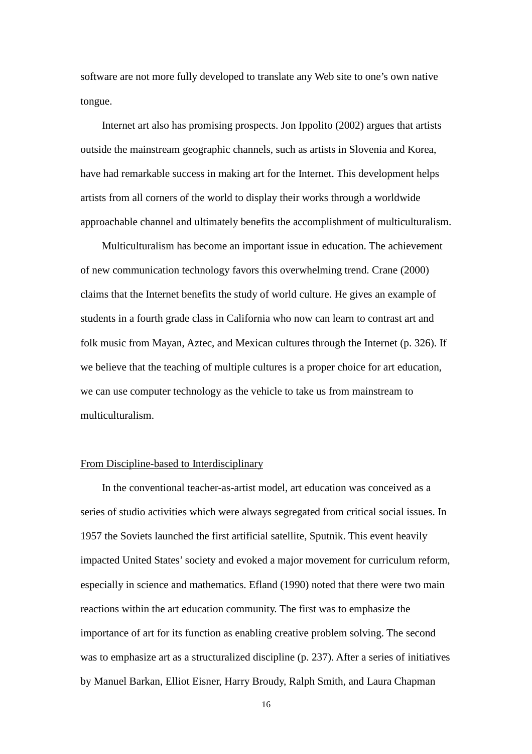software are not more fully developed to translate any Web site to one’s own native tongue.

Internet art also has promising prospects. Jon Ippolito (2002) argues that artists outside the mainstream geographic channels, such as artists in Slovenia and Korea, have had remarkable success in making art for the Internet. This development helps artists from all corners of the world to display their works through a worldwide approachable channel and ultimately benefits the accomplishment of multiculturalism.

Multiculturalism has become an important issue in education. The achievement of new communication technology favors this overwhelming trend. Crane (2000) claims that the Internet benefits the study of world culture. He gives an example of students in a fourth grade class in California who now can learn to contrast art and folk music from Mayan, Aztec, and Mexican cultures through the Internet (p. 326). If we believe that the teaching of multiple cultures is a proper choice for art education, we can use computer technology as the vehicle to take us from mainstream to multiculturalism.

## From Discipline-based to Interdisciplinary

In the conventional teacher-as-artist model, art education was conceived as a series of studio activities which were always segregated from critical social issues. In 1957 the Soviets launched the first artificial satellite, Sputnik. This event heavily impacted United States’ society and evoked a major movement for curriculum reform, especially in science and mathematics. Efland (1990) noted that there were two main reactions within the art education community. The first was to emphasize the importance of art for its function as enabling creative problem solving. The second was to emphasize art as a structuralized discipline (p. 237). After a series of initiatives by Manuel Barkan, Elliot Eisner, Harry Broudy, Ralph Smith, and Laura Chapman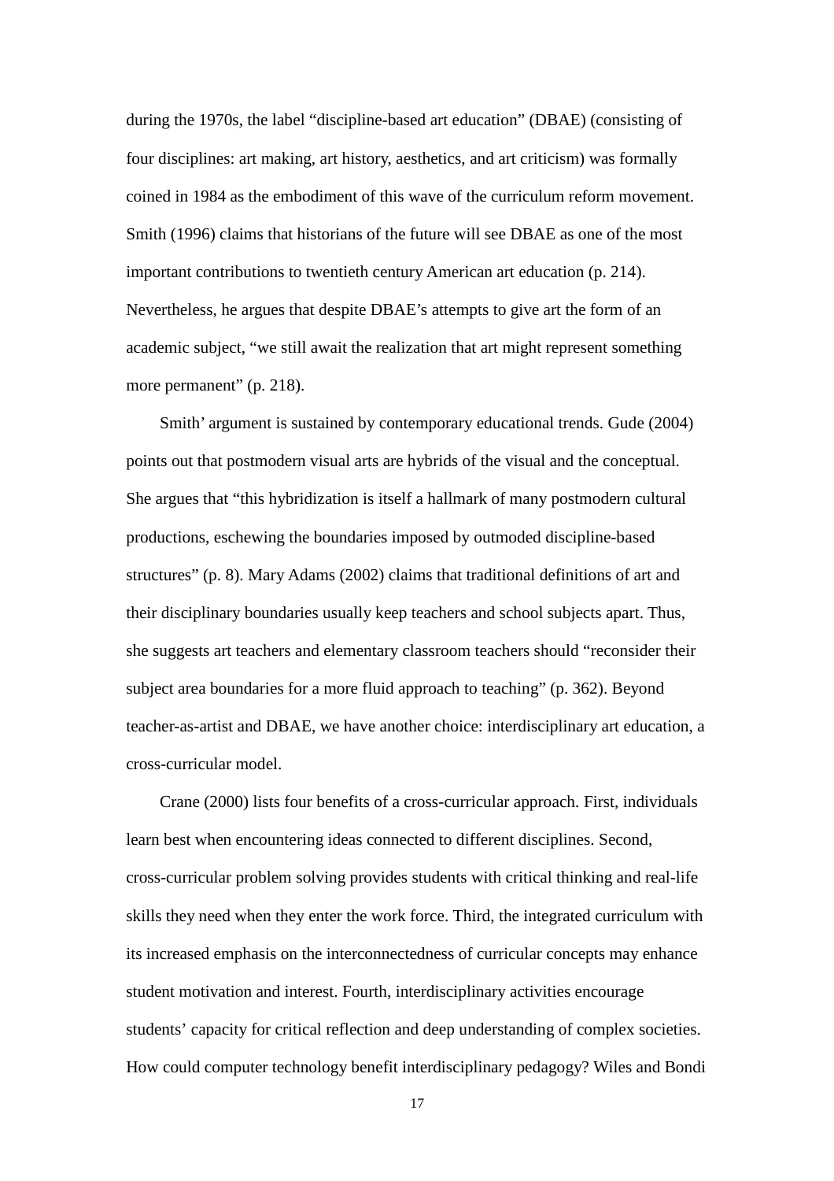during the 1970s, the label "discipline-based art education" (DBAE) (consisting of four disciplines: art making, art history, aesthetics, and art criticism) was formally coined in 1984 as the embodiment of this wave of the curriculum reform movement. Smith (1996) claims that historians of the future will see DBAE as one of the most important contributions to twentieth century American art education (p. 214). Nevertheless, he argues that despite DBAE's attempts to give art the form of an academic subject, "we still await the realization that art might represent something more permanent" (p. 218).

Smith' argument is sustained by contemporary educational trends. Gude (2004) points out that postmodern visual arts are hybrids of the visual and the conceptual. She argues that "this hybridization is itself a hallmark of many postmodern cultural productions, eschewing the boundaries imposed by outmoded discipline-based structures" (p. 8). Mary Adams (2002) claims that traditional definitions of art and their disciplinary boundaries usually keep teachers and school subjects apart. Thus, she suggests art teachers and elementary classroom teachers should "reconsider their subject area boundaries for a more fluid approach to teaching" (p. 362). Beyond teacher-as-artist and DBAE, we have another choice: interdisciplinary art education, a cross-curricular model.

Crane (2000) lists four benefits of a cross-curricular approach. First, individuals learn best when encountering ideas connected to different disciplines. Second, cross-curricular problem solving provides students with critical thinking and real-life skills they need when they enter the work force. Third, the integrated curriculum with its increased emphasis on the interconnectedness of curricular concepts may enhance student motivation and interest. Fourth, interdisciplinary activities encourage students' capacity for critical reflection and deep understanding of complex societies. How could computer technology benefit interdisciplinary pedagogy? Wiles and Bondi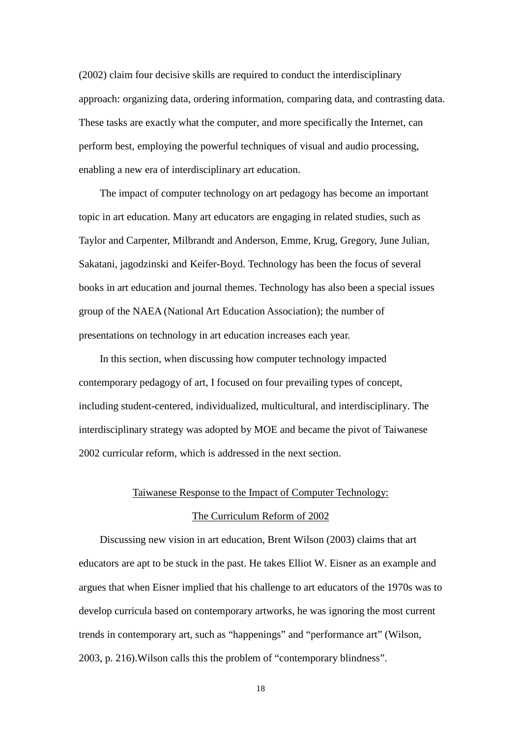(2002) claim four decisive skills are required to conduct the interdisciplinary approach: organizing data, ordering information, comparing data, and contrasting data. These tasks are exactly what the computer, and more specifically the Internet, can perform best, employing the powerful techniques of visual and audio processing, enabling a new era of interdisciplinary art education.

The impact of computer technology on art pedagogy has become an important topic in art education. Many art educators are engaging in related studies, such as Taylor and Carpenter, Milbrandt and Anderson, Emme, Krug, Gregory, June Julian, Sakatani, jagodzinski and Keifer-Boyd. Technology has been the focus of several books in art education and journal themes. Technology has also been a special issues group of the NAEA (National Art Education Association); the number of presentations on technology in art education increases each year.

In this section, when discussing how computer technology impacted contemporary pedagogy of art, I focused on four prevailing types of concept, including student-centered, individualized, multicultural, and interdisciplinary. The interdisciplinary strategy was adopted by MOE and became the pivot of Taiwanese 2002 curricular reform, which is addressed in the next section.

## Taiwanese Response to the Impact of Computer Technology: The Curriculum Reform of 2002

Discussing new vision in art education, Brent Wilson (2003) claims that art educators are apt to be stuck in the past. He takes Elliot W. Eisner as an example and argues that when Eisner implied that his challenge to art educators of the 1970s was to develop curricula based on contemporary artworks, he was ignoring the most current trends in contemporary art, such as “happenings” and “performance art” (Wilson, 2003, p. 216).Wilson calls this the problem of “contemporary blindness”.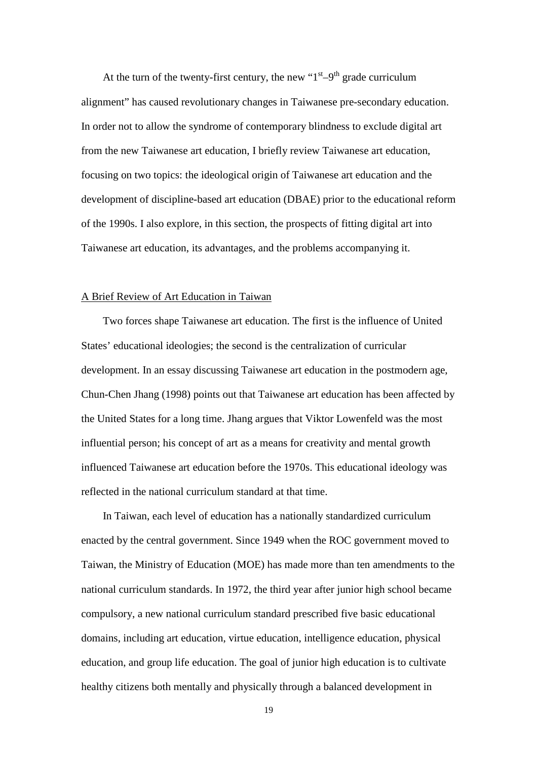At the turn of the twenty-first century, the new "1st–9th grade curriculum alignment" has caused revolutionary changes in Taiwanese pre-secondary education. In order not to allow the syndrome of contemporary blindness to exclude digital art from the new Taiwanese art education, I briefly review Taiwanese art education, focusing on two topics: the ideological origin of Taiwanese art education and the development of discipline-based art education (DBAE) prior to the educational reform of the 1990s. I also explore, in this section, the prospects of fitting digital art into Taiwanese art education, its advantages, and the problems accompanying it.

## A Brief Review of Art Education in Taiwan

Two forces shape Taiwanese art education. The first is the influence of United States' educational ideologies; the second is the centralization of curricular development. In an essay discussing Taiwanese art education in the postmodern age, Chun-Chen Jhang (1998) points out that Taiwanese art education has been affected by the United States for a long time. Jhang argues that Viktor Lowenfeld was the most influential person; his concept of art as a means for creativity and mental growth influenced Taiwanese art education before the 1970s. This educational ideology was reflected in the national curriculum standard at that time.

In Taiwan, each level of education has a nationally standardized curriculum enacted by the central government. Since 1949 when the ROC government moved to Taiwan, the Ministry of Education (MOE) has made more than ten amendments to the national curriculum standards. In 1972, the third year after junior high school became compulsory, a new national curriculum standard prescribed five basic educational domains, including art education, virtue education, intelligence education, physical education, and group life education. The goal of junior high education is to cultivate healthy citizens both mentally and physically through a balanced development in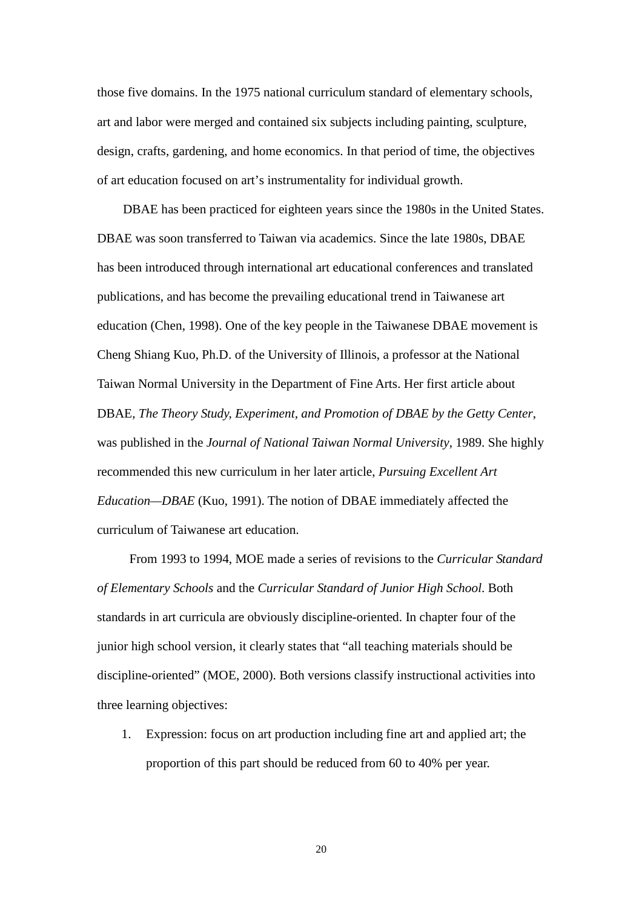those five domains. In the 1975 national curriculum standard of elementary schools, art and labor were merged and contained six subjects including painting, sculpture, design, crafts, gardening, and home economics. In that period of time, the objectives of art education focused on art's instrumentality for individual growth.

DBAE has been practiced for eighteen years since the 1980s in the United States. DBAE was soon transferred to Taiwan via academics. Since the late 1980s, DBAE has been introduced through international art educational conferences and translated publications, and has become the prevailing educational trend in Taiwanese art education (Chen, 1998). One of the key people in the Taiwanese DBAE movement is Cheng Shiang Kuo, Ph.D. of the University of Illinois, a professor at the National Taiwan Normal University in the Department of Fine Arts. Her first article about DBAE, *The Theory Study, Experiment, and Promotion of DBAE by the Getty Center*, was published in the *Journal of National Taiwan Normal University*, 1989. She highly recommended this new curriculum in her later article, *Pursuing Excellent Art Education—DBAE* (Kuo, 1991). The notion of DBAE immediately affected the curriculum of Taiwanese art education.

From 1993 to 1994, MOE made a series of revisions to the *Curricular Standard of Elementary Schools* and the *Curricular Standard of Junior High School*. Both standards in art curricula are obviously discipline-oriented. In chapter four of the junior high school version, it clearly states that "all teaching materials should be discipline-oriented" (MOE, 2000). Both versions classify instructional activities into three learning objectives:

1. Expression: focus on art production including fine art and applied art; the proportion of this part should be reduced from 60 to 40% per year.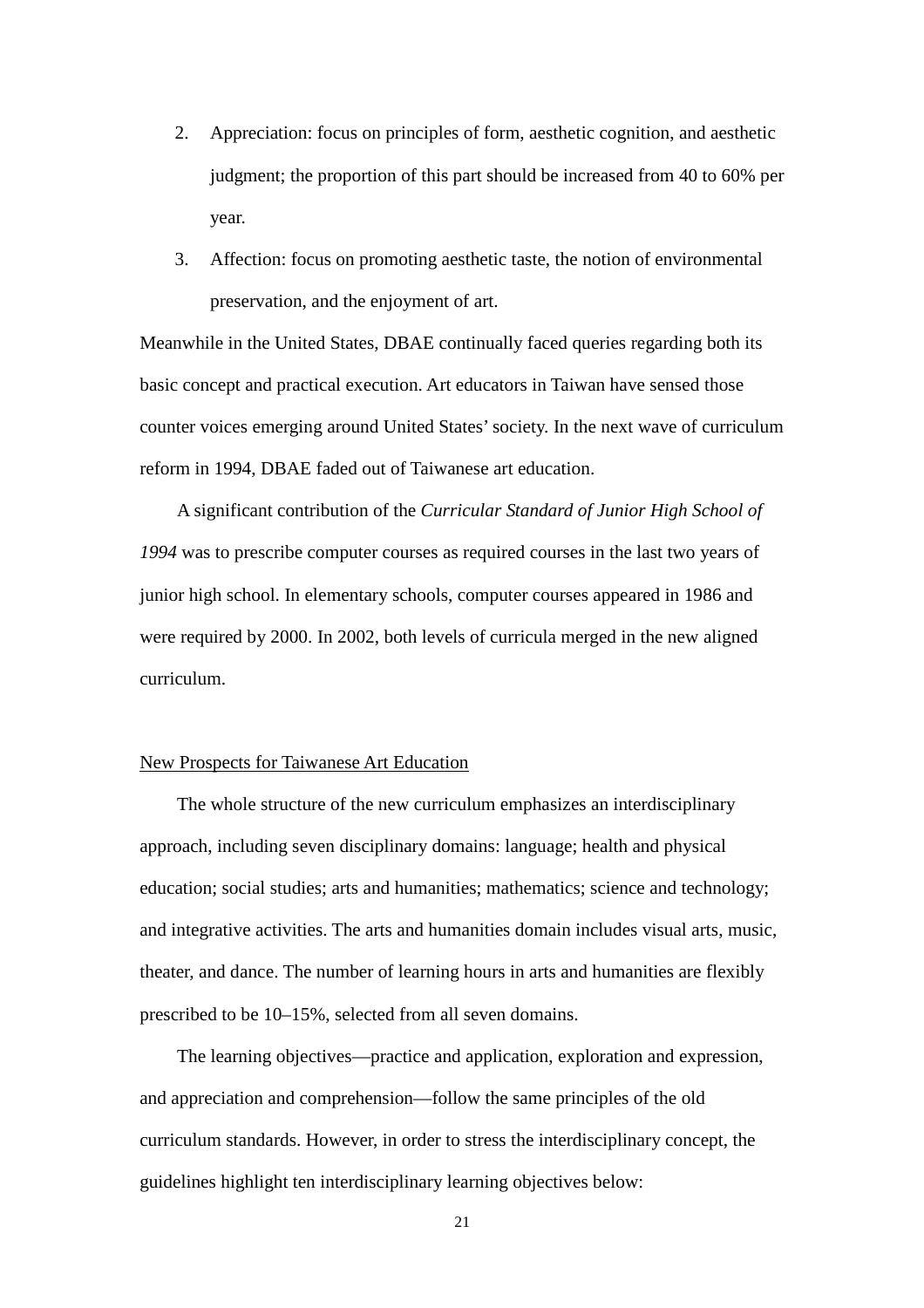2. Appreciation: focus on principles of form, aesthetic cognition, and aesthetic judgment; the proportion of this part should be increased from 40 to 60% per year.
3. Affection: focus on promoting aesthetic taste, the notion of environmental preservation, and the enjoyment of art.

Meanwhile in the United States, DBAE continually faced queries regarding both its basic concept and practical execution. Art educators in Taiwan have sensed those counter voices emerging around United States' society. In the next wave of curriculum reform in 1994, DBAE faded out of Taiwanese art education.

A significant contribution of the *Curricular Standard of Junior High School of 1994* was to prescribe computer courses as required courses in the last two years of junior high school. In elementary schools, computer courses appeared in 1986 and were required by 2000. In 2002, both levels of curricula merged in the new aligned curriculum.

## New Prospects for Taiwanese Art Education

The whole structure of the new curriculum emphasizes an interdisciplinary approach, including seven disciplinary domains: language; health and physical education; social studies; arts and humanities; mathematics; science and technology; and integrative activities. The arts and humanities domain includes visual arts, music, theater, and dance. The number of learning hours in arts and humanities are flexibly prescribed to be 10–15%, selected from all seven domains.

The learning objectives—practice and application, exploration and expression, and appreciation and comprehension—follow the same principles of the old curriculum standards. However, in order to stress the interdisciplinary concept, the guidelines highlight ten interdisciplinary learning objectives below: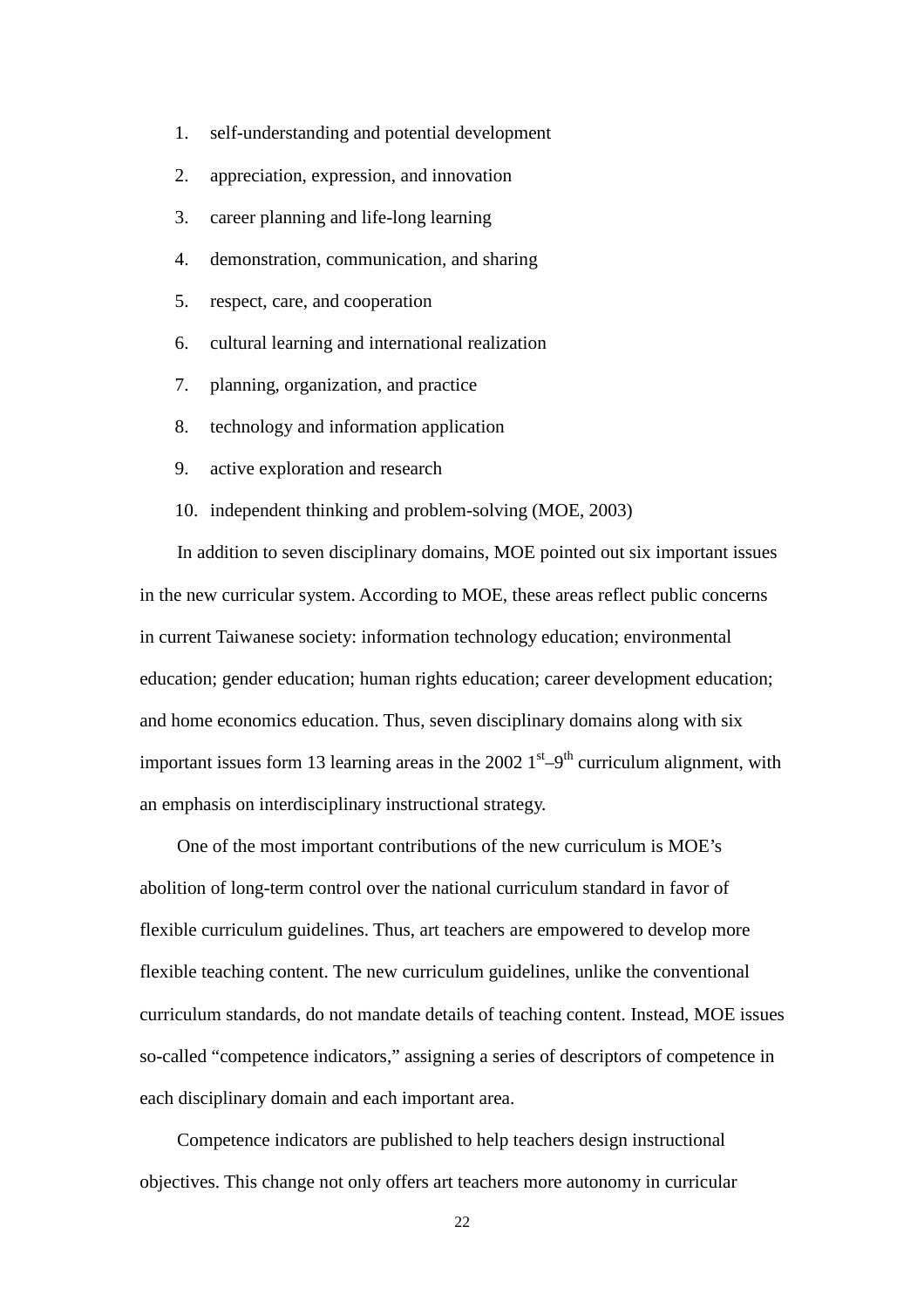1. self-understanding and potential development
2. appreciation, expression, and innovation
3. career planning and life-long learning
4. demonstration, communication, and sharing
5. respect, care, and cooperation
6. cultural learning and international realization
7. planning, organization, and practice
8. technology and information application
9. active exploration and research
10. independent thinking and problem-solving (MOE, 2003)

In addition to seven disciplinary domains, MOE pointed out six important issues in the new curricular system. According to MOE, these areas reflect public concerns in current Taiwanese society: information technology education; environmental education; gender education; human rights education; career development education; and home economics education. Thus, seven disciplinary domains along with six important issues form 13 learning areas in the 2002 1st–9th curriculum alignment, with an emphasis on interdisciplinary instructional strategy.

One of the most important contributions of the new curriculum is MOE's abolition of long-term control over the national curriculum standard in favor of flexible curriculum guidelines. Thus, art teachers are empowered to develop more flexible teaching content. The new curriculum guidelines, unlike the conventional curriculum standards, do not mandate details of teaching content. Instead, MOE issues so-called "competence indicators," assigning a series of descriptors of competence in each disciplinary domain and each important area.

Competence indicators are published to help teachers design instructional objectives. This change not only offers art teachers more autonomy in curricular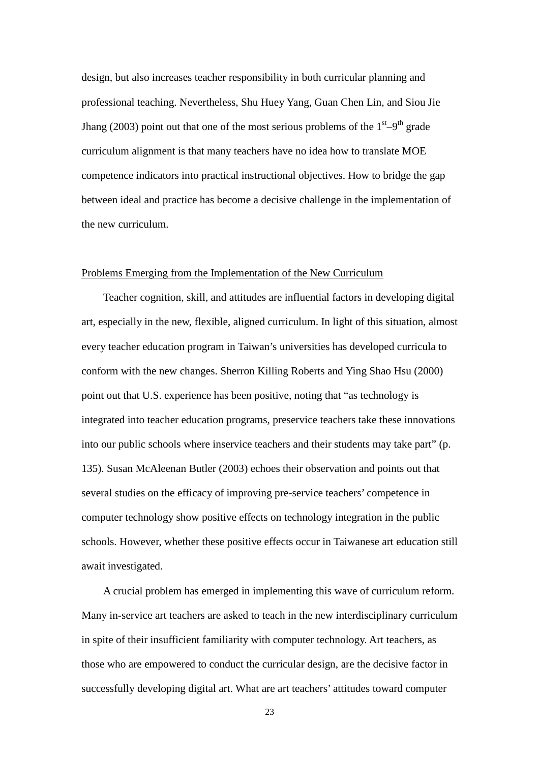design, but also increases teacher responsibility in both curricular planning and professional teaching. Nevertheless, Shu Huey Yang, Guan Chen Lin, and Siou Jie Jhang (2003) point out that one of the most serious problems of the $1^{st}$–$9^{th}$ grade curriculum alignment is that many teachers have no idea how to translate MOE competence indicators into practical instructional objectives. How to bridge the gap between ideal and practice has become a decisive challenge in the implementation of the new curriculum.

Problems Emerging from the Implementation of the New Curriculum

Teacher cognition, skill, and attitudes are influential factors in developing digital art, especially in the new, flexible, aligned curriculum. In light of this situation, almost every teacher education program in Taiwan's universities has developed curricula to conform with the new changes. Sherron Killing Roberts and Ying Shao Hsu (2000) point out that U.S. experience has been positive, noting that "as technology is integrated into teacher education programs, preservice teachers take these innovations into our public schools where inservice teachers and their students may take part" (p. 135). Susan McAleenan Butler (2003) echoes their observation and points out that several studies on the efficacy of improving pre-service teachers' competence in computer technology show positive effects on technology integration in the public schools. However, whether these positive effects occur in Taiwanese art education still await investigated.

A crucial problem has emerged in implementing this wave of curriculum reform. Many in-service art teachers are asked to teach in the new interdisciplinary curriculum in spite of their insufficient familiarity with computer technology. Art teachers, as those who are empowered to conduct the curricular design, are the decisive factor in successfully developing digital art. What are art teachers' attitudes toward computer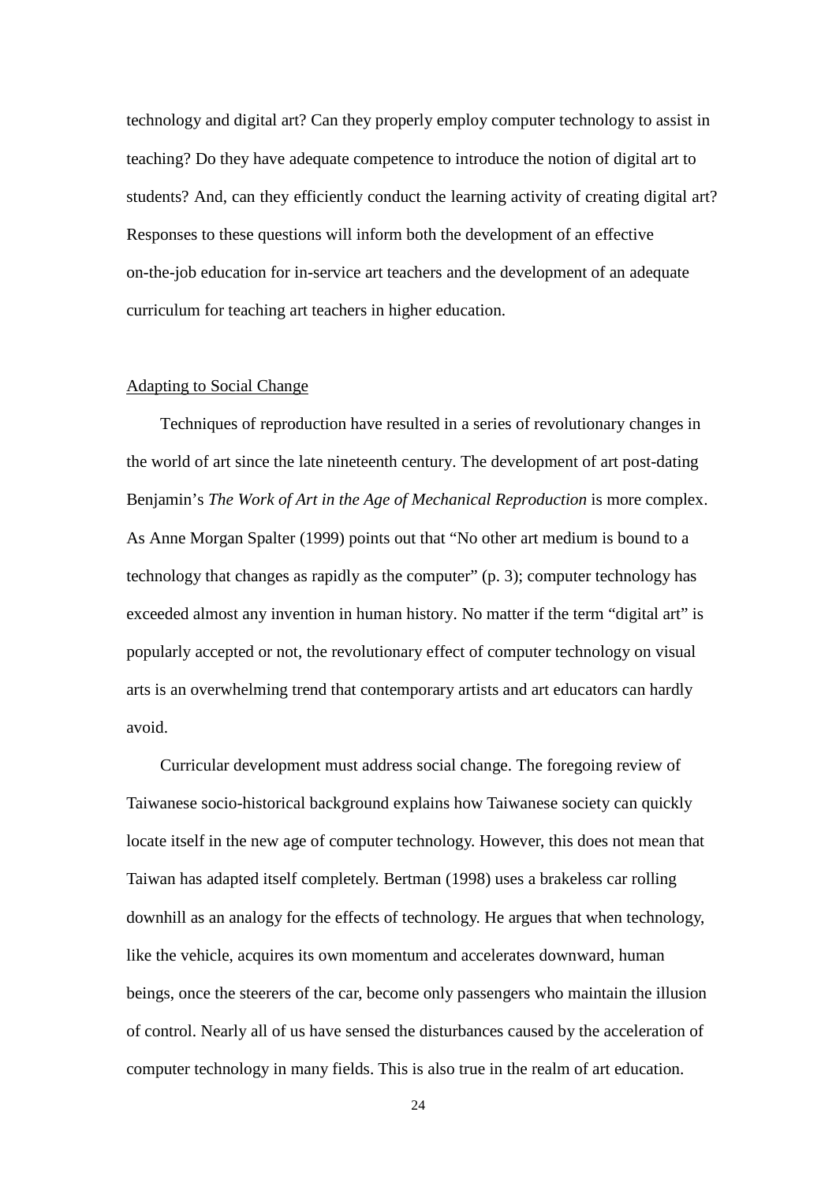technology and digital art? Can they properly employ computer technology to assist in teaching? Do they have adequate competence to introduce the notion of digital art to students? And, can they efficiently conduct the learning activity of creating digital art? Responses to these questions will inform both the development of an effective on-the-job education for in-service art teachers and the development of an adequate curriculum for teaching art teachers in higher education.

## Adapting to Social Change

Techniques of reproduction have resulted in a series of revolutionary changes in the world of art since the late nineteenth century. The development of art post-dating Benjamin's *The Work of Art in the Age of Mechanical Reproduction* is more complex. As Anne Morgan Spalter (1999) points out that "No other art medium is bound to a technology that changes as rapidly as the computer" (p. 3); computer technology has exceeded almost any invention in human history. No matter if the term "digital art" is popularly accepted or not, the revolutionary effect of computer technology on visual arts is an overwhelming trend that contemporary artists and art educators can hardly avoid.

Curricular development must address social change. The foregoing review of Taiwanese socio-historical background explains how Taiwanese society can quickly locate itself in the new age of computer technology. However, this does not mean that Taiwan has adapted itself completely. Bertman (1998) uses a brakeless car rolling downhill as an analogy for the effects of technology. He argues that when technology, like the vehicle, acquires its own momentum and accelerates downward, human beings, once the steerers of the car, become only passengers who maintain the illusion of control. Nearly all of us have sensed the disturbances caused by the acceleration of computer technology in many fields. This is also true in the realm of art education.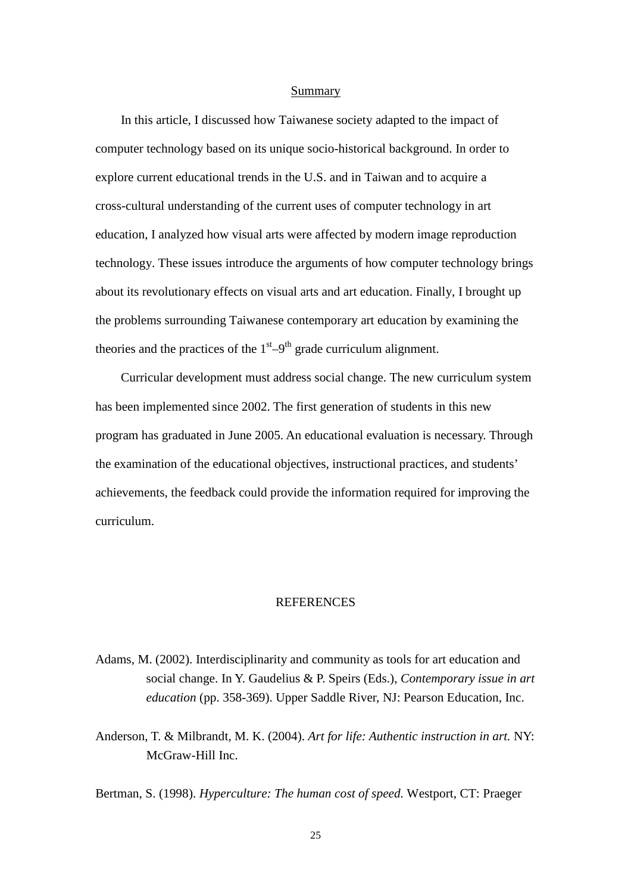## Summary

In this article, I discussed how Taiwanese society adapted to the impact of computer technology based on its unique socio-historical background. In order to explore current educational trends in the U.S. and in Taiwan and to acquire a cross-cultural understanding of the current uses of computer technology in art education, I analyzed how visual arts were affected by modern image reproduction technology. These issues introduce the arguments of how computer technology brings about its revolutionary effects on visual arts and art education. Finally, I brought up the problems surrounding Taiwanese contemporary art education by examining the theories and the practices of the 1st–9th grade curriculum alignment.

Curricular development must address social change. The new curriculum system has been implemented since 2002. The first generation of students in this new program has graduated in June 2005. An educational evaluation is necessary. Through the examination of the educational objectives, instructional practices, and students' achievements, the feedback could provide the information required for improving the curriculum.

## REFERENCES

Adams, M. (2002). Interdisciplinarity and community as tools for art education and social change. In Y. Gaudelius & P. Speirs (Eds.), *Contemporary issue in art education* (pp. 358-369). Upper Saddle River, NJ: Pearson Education, Inc.

Anderson, T. & Milbrandt, M. K. (2004). *Art for life: Authentic instruction in art.* NY: McGraw-Hill Inc.

Bertman, S. (1998). *Hyperculture: The human cost of speed.* Westport, CT: Praeger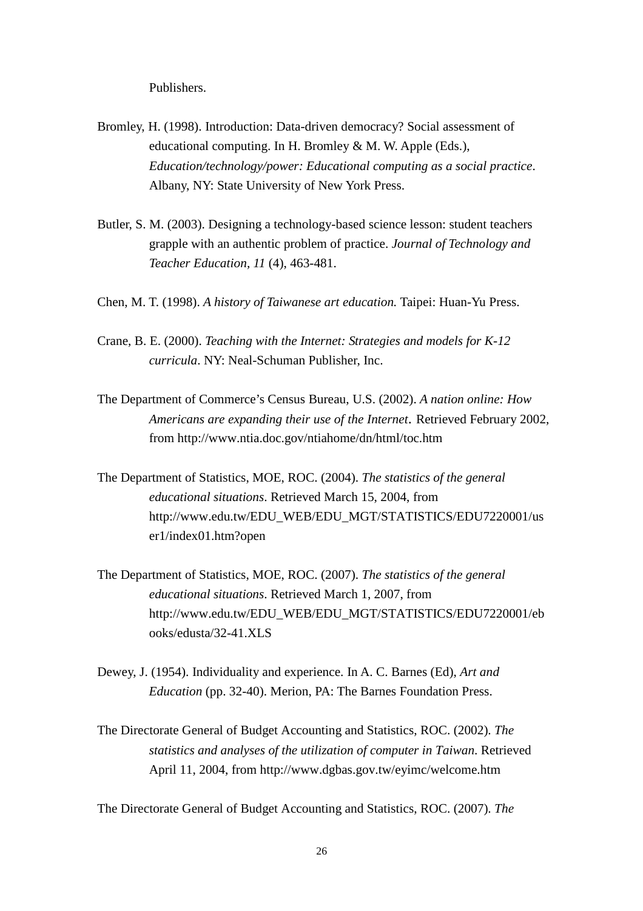Publishers.

Bromley, H. (1998). Introduction: Data-driven democracy? Social assessment of educational computing. In H. Bromley & M. W. Apple (Eds.), *Education/technology/power: Educational computing as a social practice*. Albany, NY: State University of New York Press.

Butler, S. M. (2003). Designing a technology-based science lesson: student teachers grapple with an authentic problem of practice. *Journal of Technology and Teacher Education*, *11* (4), 463-481.

Chen, M. T. (1998). *A history of Taiwanese art education.* Taipei: Huan-Yu Press.

Crane, B. E. (2000). *Teaching with the Internet: Strategies and models for K-12 curricula*. NY: Neal-Schuman Publisher, Inc.

The Department of Commerce's Census Bureau, U.S. (2002). *A nation online: How Americans are expanding their use of the Internet*. Retrieved February 2002, from http://www.ntia.doc.gov/ntiahome/dn/html/toc.htm

The Department of Statistics, MOE, ROC. (2004). *The statistics of the general educational situations*. Retrieved March 15, 2004, from http://www.edu.tw/EDU_WEB/EDU_MGT/STATISTICS/EDU7220001/user1/index01.htm?open

The Department of Statistics, MOE, ROC. (2007). *The statistics of the general educational situations*. Retrieved March 1, 2007, from http://www.edu.tw/EDU_WEB/EDU_MGT/STATISTICS/EDU7220001/ebooks/edusta/32-41.XLS

Dewey, J. (1954). Individuality and experience. In A. C. Barnes (Ed), *Art and Education* (pp. 32-40). Merion, PA: The Barnes Foundation Press.

The Directorate General of Budget Accounting and Statistics, ROC. (2002). *The statistics and analyses of the utilization of computer in Taiwan*. Retrieved April 11, 2004, from http://www.dgbas.gov.tw/eyimc/welcome.htm

The Directorate General of Budget Accounting and Statistics, ROC. (2007). *The*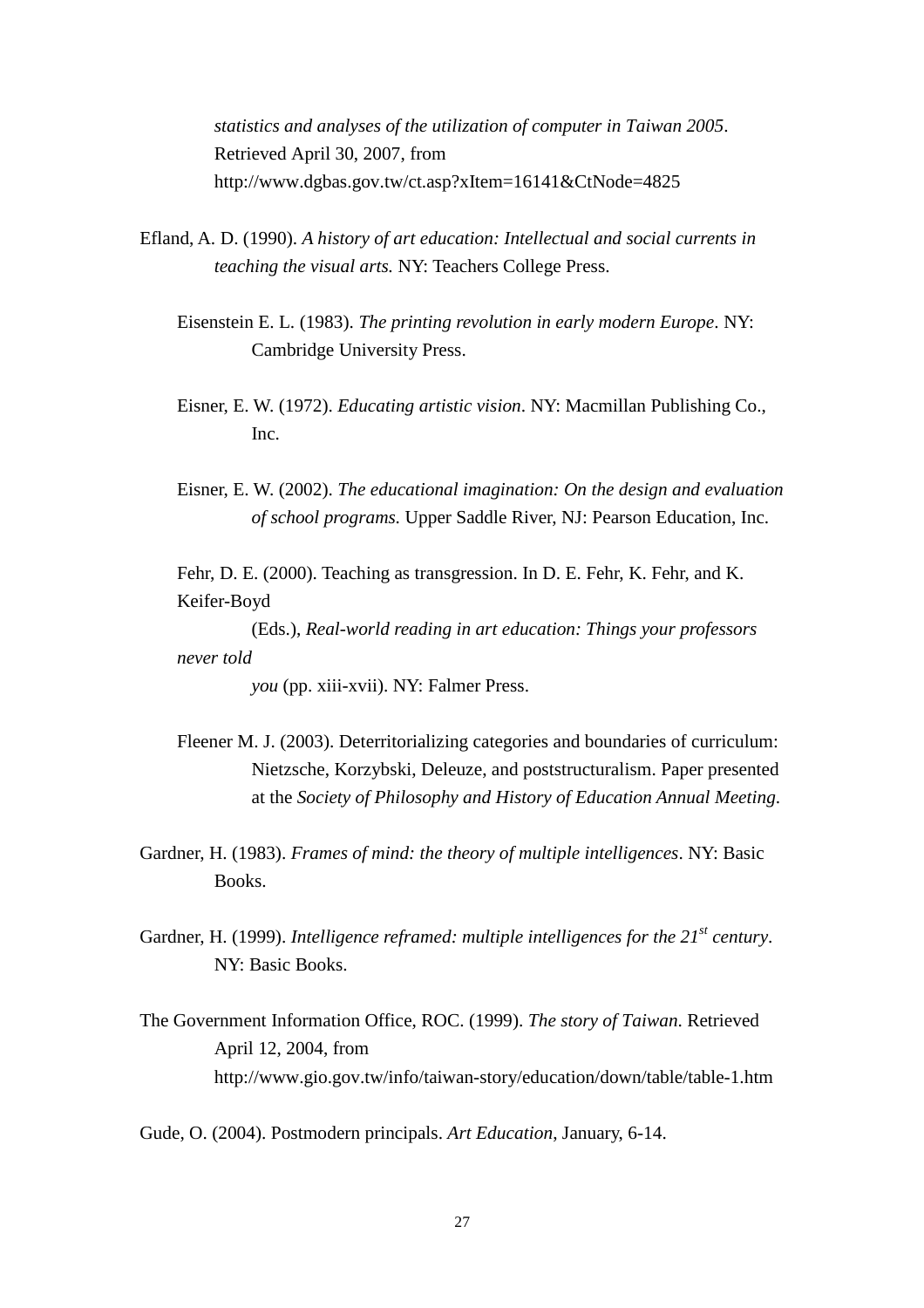*statistics and analyses of the utilization of computer in Taiwan 2005*. Retrieved April 30, 2007, from http://www.dgbas.gov.tw/ct.asp?xItem=16141&CtNode=4825

Efland, A. D. (1990). *A history of art education: Intellectual and social currents in teaching the visual arts.* NY: Teachers College Press.

Eisenstein E. L. (1983). *The printing revolution in early modern Europe*. NY: Cambridge University Press.

Eisner, E. W. (1972). *Educating artistic vision*. NY: Macmillan Publishing Co., Inc.

Eisner, E. W. (2002). *The educational imagination: On the design and evaluation of school programs.* Upper Saddle River, NJ: Pearson Education, Inc.

Fehr, D. E. (2000). Teaching as transgression. In D. E. Fehr, K. Fehr, and K. Keifer-Boyd (Eds.), *Real-world reading in art education: Things your professors never told you* (pp. xiii-xvii). NY: Falmer Press.

Fleener M. J. (2003). Deterritorializing categories and boundaries of curriculum: Nietzsche, Korzybski, Deleuze, and poststructuralism. Paper presented at the *Society of Philosophy and History of Education Annual Meeting*.

Gardner, H. (1983). *Frames of mind: the theory of multiple intelligences*. NY: Basic Books.

Gardner, H. (1999). *Intelligence reframed: multiple intelligences for the 21st century*. NY: Basic Books.

The Government Information Office, ROC. (1999). *The story of Taiwan*. Retrieved April 12, 2004, from http://www.gio.gov.tw/info/taiwan-story/education/down/table/table-1.htm

Gude, O. (2004). Postmodern principals. *Art Education*, January, 6-14.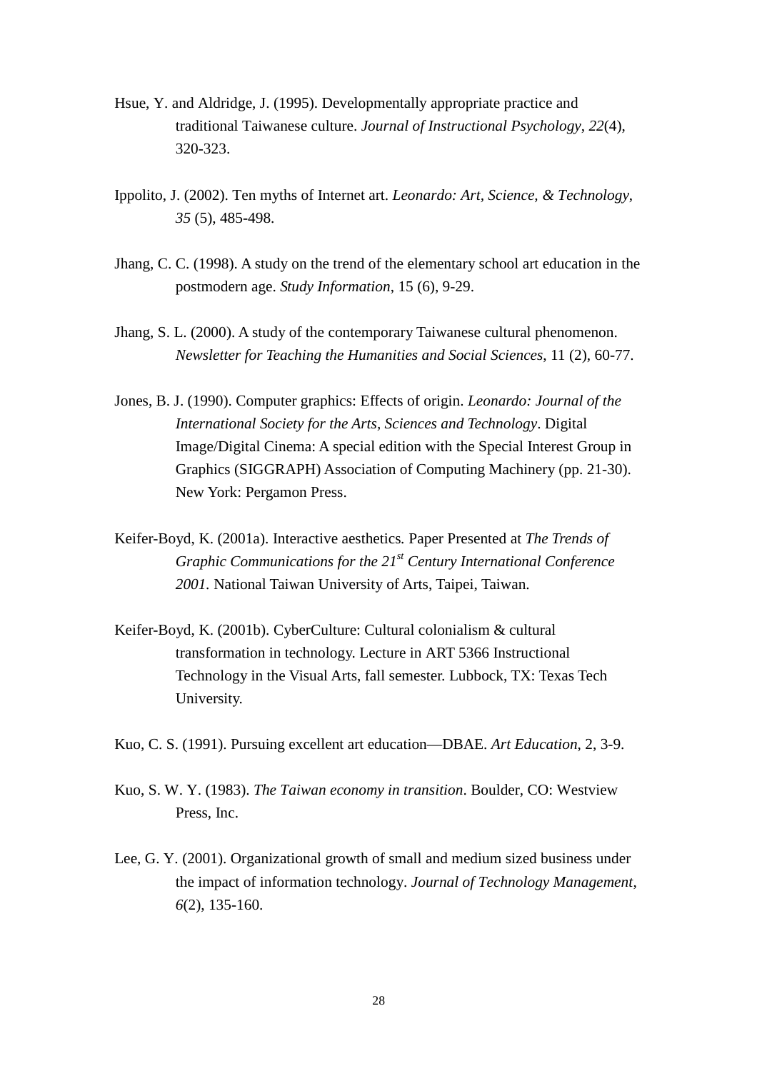Hsue, Y. and Aldridge, J. (1995). Developmentally appropriate practice and traditional Taiwanese culture. *Journal of Instructional Psychology*, *22*(4), 320-323.

Ippolito, J. (2002). Ten myths of Internet art. *Leonardo: Art, Science, & Technology*, *35* (5), 485-498.

Jhang, C. C. (1998). A study on the trend of the elementary school art education in the postmodern age. *Study Information*, 15 (6), 9-29.

Jhang, S. L. (2000). A study of the contemporary Taiwanese cultural phenomenon. *Newsletter for Teaching the Humanities and Social Sciences*, 11 (2), 60-77.

Jones, B. J. (1990). Computer graphics: Effects of origin. *Leonardo: Journal of the International Society for the Arts, Sciences and Technology*. Digital Image/Digital Cinema: A special edition with the Special Interest Group in Graphics (SIGGRAPH) Association of Computing Machinery (pp. 21-30). New York: Pergamon Press.

Keifer-Boyd, K. (2001a). Interactive aesthetics. Paper Presented at *The Trends of Graphic Communications for the 21st Century International Conference 2001.* National Taiwan University of Arts, Taipei, Taiwan.

Keifer-Boyd, K. (2001b). CyberCulture: Cultural colonialism & cultural transformation in technology. Lecture in ART 5366 Instructional Technology in the Visual Arts, fall semester. Lubbock, TX: Texas Tech University.

Kuo, C. S. (1991). Pursuing excellent art education—DBAE. *Art Education*, 2, 3-9.

Kuo, S. W. Y. (1983). *The Taiwan economy in transition*. Boulder, CO: Westview Press, Inc.

Lee, G. Y. (2001). Organizational growth of small and medium sized business under the impact of information technology. *Journal of Technology Management*, *6*(2), 135-160.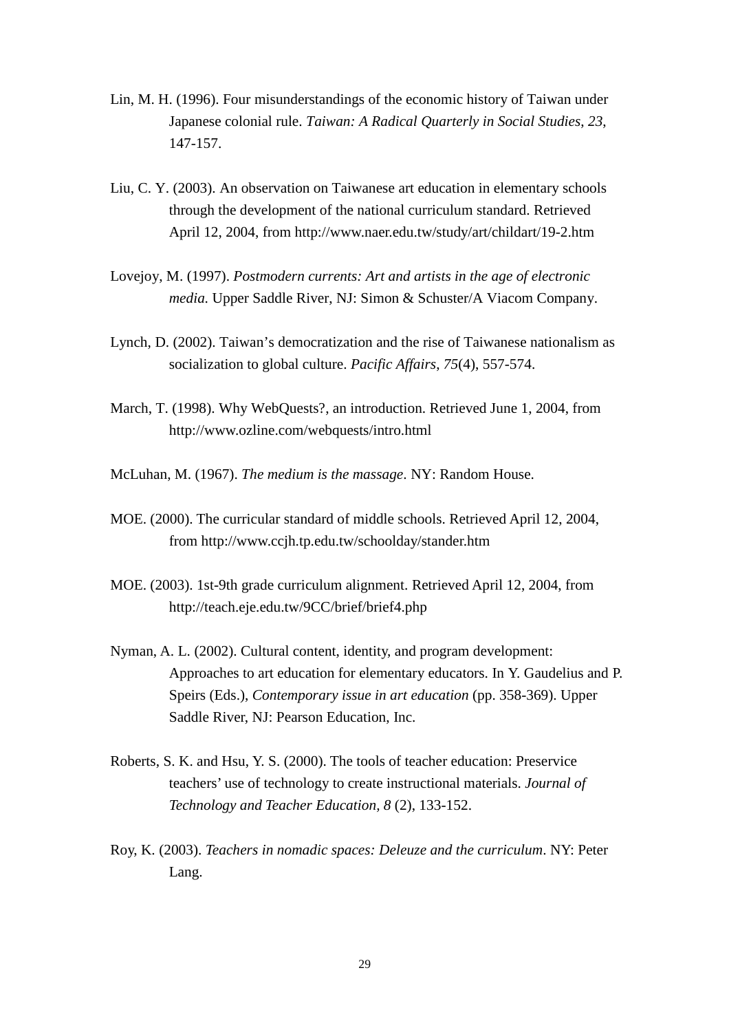Lin, M. H. (1996). Four misunderstandings of the economic history of Taiwan under Japanese colonial rule. *Taiwan: A Radical Quarterly in Social Studies, 23*, 147-157.

Liu, C. Y. (2003). An observation on Taiwanese art education in elementary schools through the development of the national curriculum standard. Retrieved April 12, 2004, from http://www.naer.edu.tw/study/art/childart/19-2.htm

Lovejoy, M. (1997). *Postmodern currents: Art and artists in the age of electronic media.* Upper Saddle River, NJ: Simon & Schuster/A Viacom Company.

Lynch, D. (2002). Taiwan's democratization and the rise of Taiwanese nationalism as socialization to global culture. *Pacific Affairs*, *75*(4), 557-574.

March, T. (1998). Why WebQuests?, an introduction. Retrieved June 1, 2004, from http://www.ozline.com/webquests/intro.html

McLuhan, M. (1967). *The medium is the massage*. NY: Random House.

MOE. (2000). The curricular standard of middle schools. Retrieved April 12, 2004, from http://www.ccjh.tp.edu.tw/schoolday/stander.htm

MOE. (2003). 1st-9th grade curriculum alignment. Retrieved April 12, 2004, from http://teach.eje.edu.tw/9CC/brief/brief4.php

Nyman, A. L. (2002). Cultural content, identity, and program development: Approaches to art education for elementary educators. In Y. Gaudelius and P. Speirs (Eds.), *Contemporary issue in art education* (pp. 358-369). Upper Saddle River, NJ: Pearson Education, Inc.

Roberts, S. K. and Hsu, Y. S. (2000). The tools of teacher education: Preservice teachers' use of technology to create instructional materials. *Journal of Technology and Teacher Education, 8* (2), 133-152.

Roy, K. (2003). *Teachers in nomadic spaces: Deleuze and the curriculum*. NY: Peter Lang.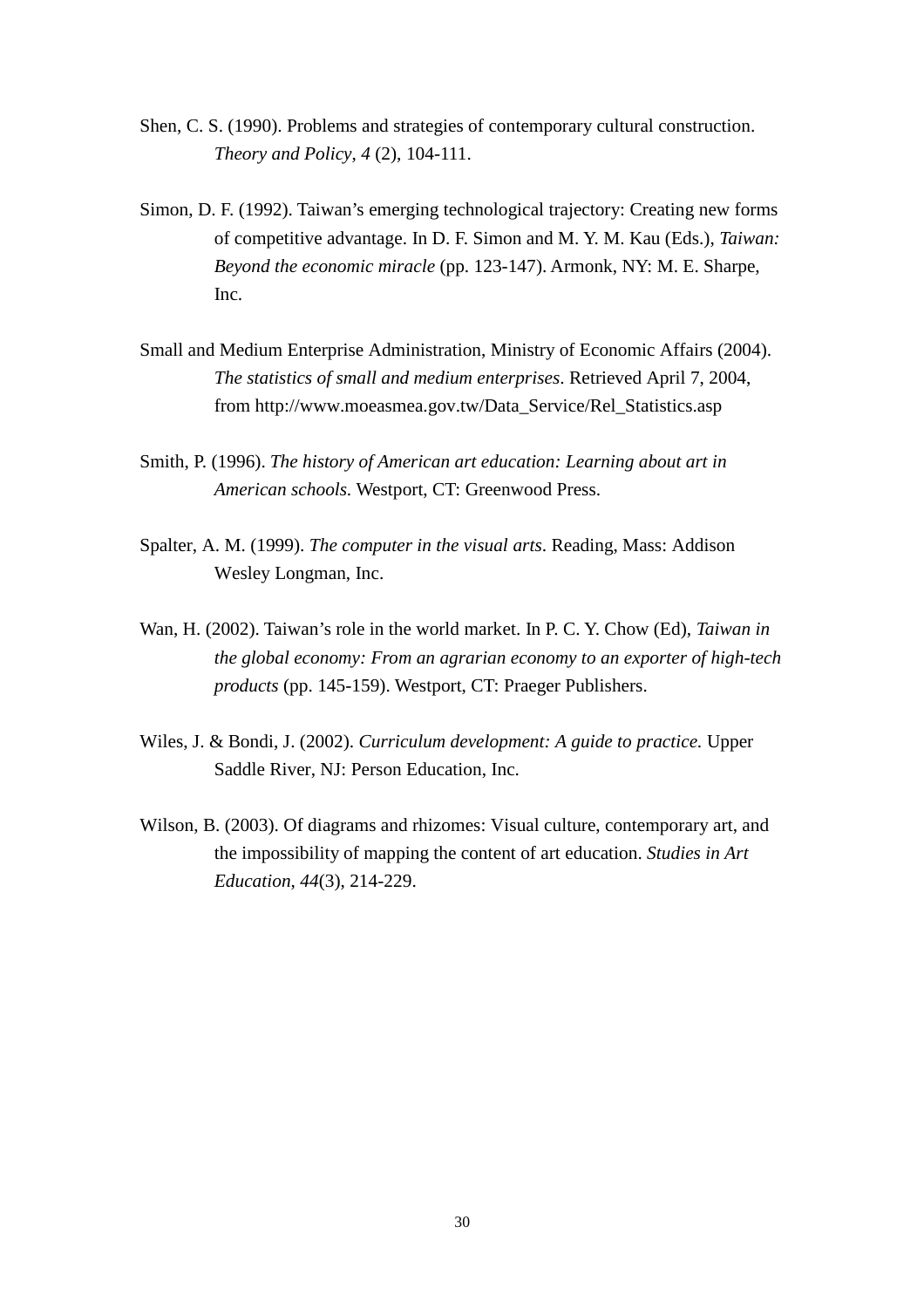Shen, C. S. (1990). Problems and strategies of contemporary cultural construction. *Theory and Policy*, *4* (2), 104-111.

Simon, D. F. (1992). Taiwan's emerging technological trajectory: Creating new forms of competitive advantage. In D. F. Simon and M. Y. M. Kau (Eds.), *Taiwan: Beyond the economic miracle* (pp. 123-147). Armonk, NY: M. E. Sharpe, Inc.

Small and Medium Enterprise Administration, Ministry of Economic Affairs (2004). *The statistics of small and medium enterprises*. Retrieved April 7, 2004, from http://www.moeasmea.gov.tw/Data_Service/Rel_Statistics.asp

Smith, P. (1996). *The history of American art education: Learning about art in American schools.* Westport, CT: Greenwood Press.

Spalter, A. M. (1999). *The computer in the visual arts*. Reading, Mass: Addison Wesley Longman, Inc.

Wan, H. (2002). Taiwan's role in the world market. In P. C. Y. Chow (Ed), *Taiwan in the global economy: From an agrarian economy to an exporter of high-tech products* (pp. 145-159). Westport, CT: Praeger Publishers.

Wiles, J. & Bondi, J. (2002). *Curriculum development: A guide to practice.* Upper Saddle River, NJ: Person Education, Inc.

Wilson, B. (2003). Of diagrams and rhizomes: Visual culture, contemporary art, and the impossibility of mapping the content of art education. *Studies in Art Education*, *44*(3), 214-229.